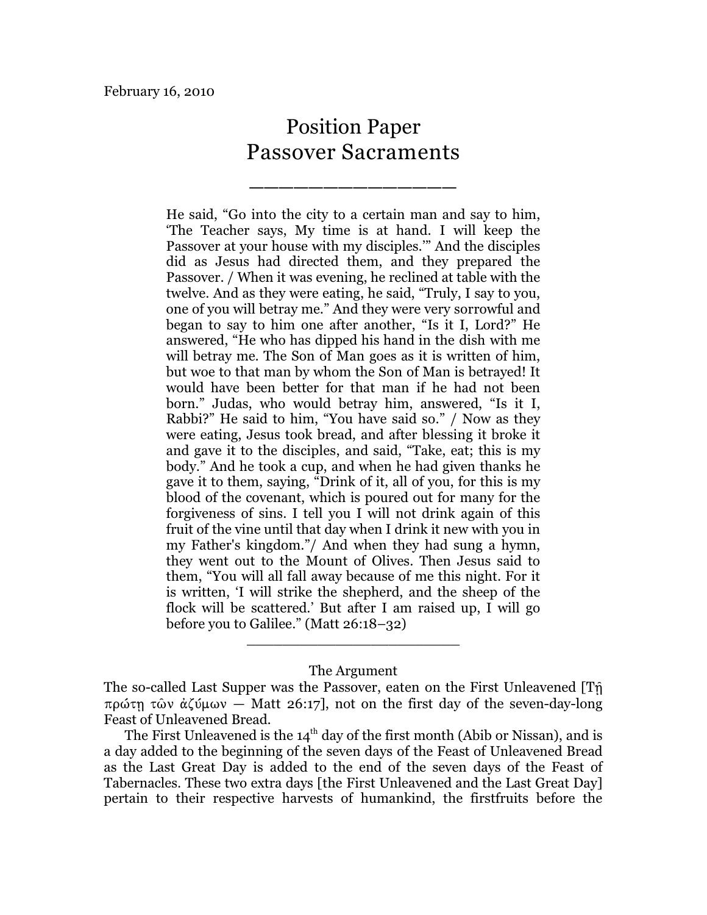February 16, 2010

# Position Paper
# Passover Sacraments

______________

> He said, "Go into the city to a certain man and say to him, 'The Teacher says, My time is at hand. I will keep the Passover at your house with my disciples.'" And the disciples did as Jesus had directed them, and they prepared the Passover. / When it was evening, he reclined at table with the twelve. And as they were eating, he said, "Truly, I say to you, one of you will betray me." And they were very sorrowful and began to say to him one after another, "Is it I, Lord?" He answered, "He who has dipped his hand in the dish with me will betray me. The Son of Man goes as it is written of him, but woe to that man by whom the Son of Man is betrayed! It would have been better for that man if he had not been born." Judas, who would betray him, answered, "Is it I, Rabbi?" He said to him, "You have said so." / Now as they were eating, Jesus took bread, and after blessing it broke it and gave it to the disciples, and said, "Take, eat; this is my body." And he took a cup, and when he had given thanks he gave it to them, saying, "Drink of it, all of you, for this is my blood of the covenant, which is poured out for many for the forgiveness of sins. I tell you I will not drink again of this fruit of the vine until that day when I drink it new with you in my Father's kingdom."/ And when they had sung a hymn, they went out to the Mount of Olives. Then Jesus said to them, "You will all fall away because of me this night. For it is written, 'I will strike the shepherd, and the sheep of the flock will be scattered.' But after I am raised up, I will go before you to Galilee." (Matt 26:18–32)

______________________

The Argument

The so-called Last Supper was the Passover, eaten on the First Unleavened [Τῇ πρώτῃ τῶν ἀζύμων — Matt 26:17], not on the first day of the seven-day-long Feast of Unleavened Bread.

The First Unleavened is the 14th day of the first month (Abib or Nissan), and is a day added to the beginning of the seven days of the Feast of Unleavened Bread as the Last Great Day is added to the end of the seven days of the Feast of Tabernacles. These two extra days [the First Unleavened and the Last Great Day] pertain to their respective harvests of humankind, the firstfruits before the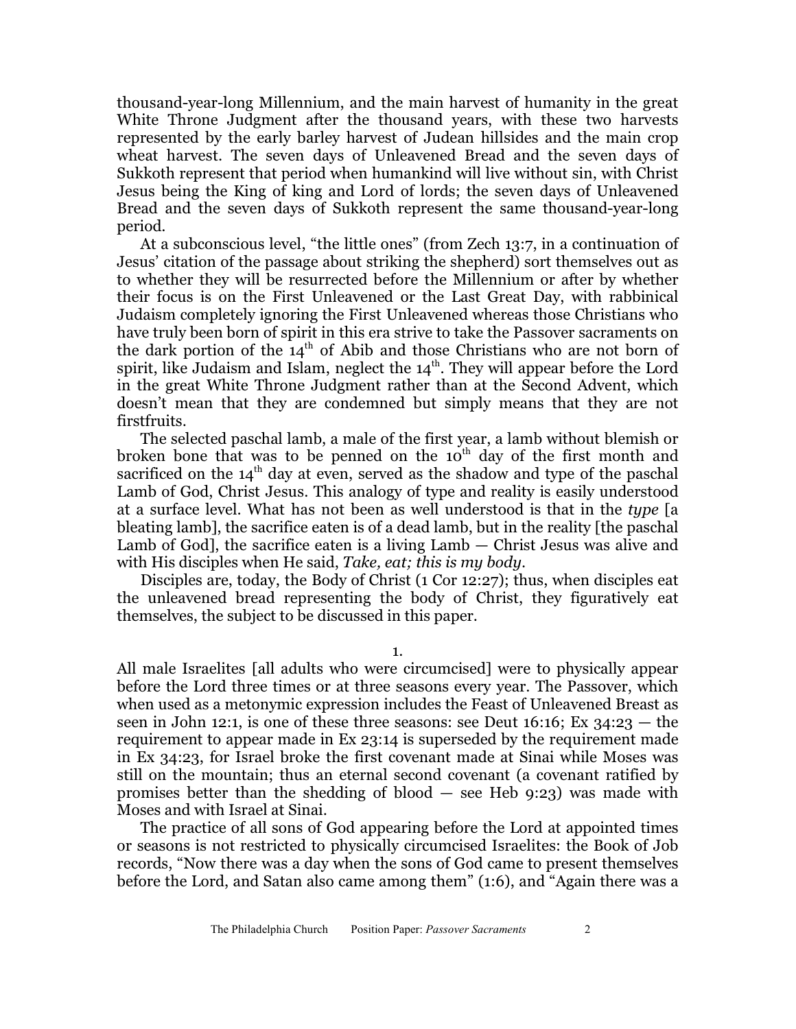thousand-year-long Millennium, and the main harvest of humanity in the great White Throne Judgment after the thousand years, with these two harvests represented by the early barley harvest of Judean hillsides and the main crop wheat harvest. The seven days of Unleavened Bread and the seven days of Sukkoth represent that period when humankind will live without sin, with Christ Jesus being the King of king and Lord of lords; the seven days of Unleavened Bread and the seven days of Sukkoth represent the same thousand-year-long period.

At a subconscious level, "the little ones" (from Zech 13:7, in a continuation of Jesus' citation of the passage about striking the shepherd) sort themselves out as to whether they will be resurrected before the Millennium or after by whether their focus is on the First Unleavened or the Last Great Day, with rabbinical Judaism completely ignoring the First Unleavened whereas those Christians who have truly been born of spirit in this era strive to take the Passover sacraments on the dark portion of the 14th of Abib and those Christians who are not born of spirit, like Judaism and Islam, neglect the 14th. They will appear before the Lord in the great White Throne Judgment rather than at the Second Advent, which doesn't mean that they are condemned but simply means that they are not firstfruits.

The selected paschal lamb, a male of the first year, a lamb without blemish or broken bone that was to be penned on the 10th day of the first month and sacrificed on the 14th day at even, served as the shadow and type of the paschal Lamb of God, Christ Jesus. This analogy of type and reality is easily understood at a surface level. What has not been as well understood is that in the *type* [a bleating lamb], the sacrifice eaten is of a dead lamb, but in the reality [the paschal Lamb of God], the sacrifice eaten is a living Lamb — Christ Jesus was alive and with His disciples when He said, *Take, eat; this is my body*.

Disciples are, today, the Body of Christ (1 Cor 12:27); thus, when disciples eat the unleavened bread representing the body of Christ, they figuratively eat themselves, the subject to be discussed in this paper.

1.

All male Israelites [all adults who were circumcised] were to physically appear before the Lord three times or at three seasons every year. The Passover, which when used as a metonymic expression includes the Feast of Unleavened Breast as seen in John 12:1, is one of these three seasons: see Deut 16:16; Ex 34:23 — the requirement to appear made in Ex 23:14 is superseded by the requirement made in Ex 34:23, for Israel broke the first covenant made at Sinai while Moses was still on the mountain; thus an eternal second covenant (a covenant ratified by promises better than the shedding of blood — see Heb 9:23) was made with Moses and with Israel at Sinai.

The practice of all sons of God appearing before the Lord at appointed times or seasons is not restricted to physically circumcised Israelites: the Book of Job records, "Now there was a day when the sons of God came to present themselves before the Lord, and Satan also came among them" (1:6), and "Again there was a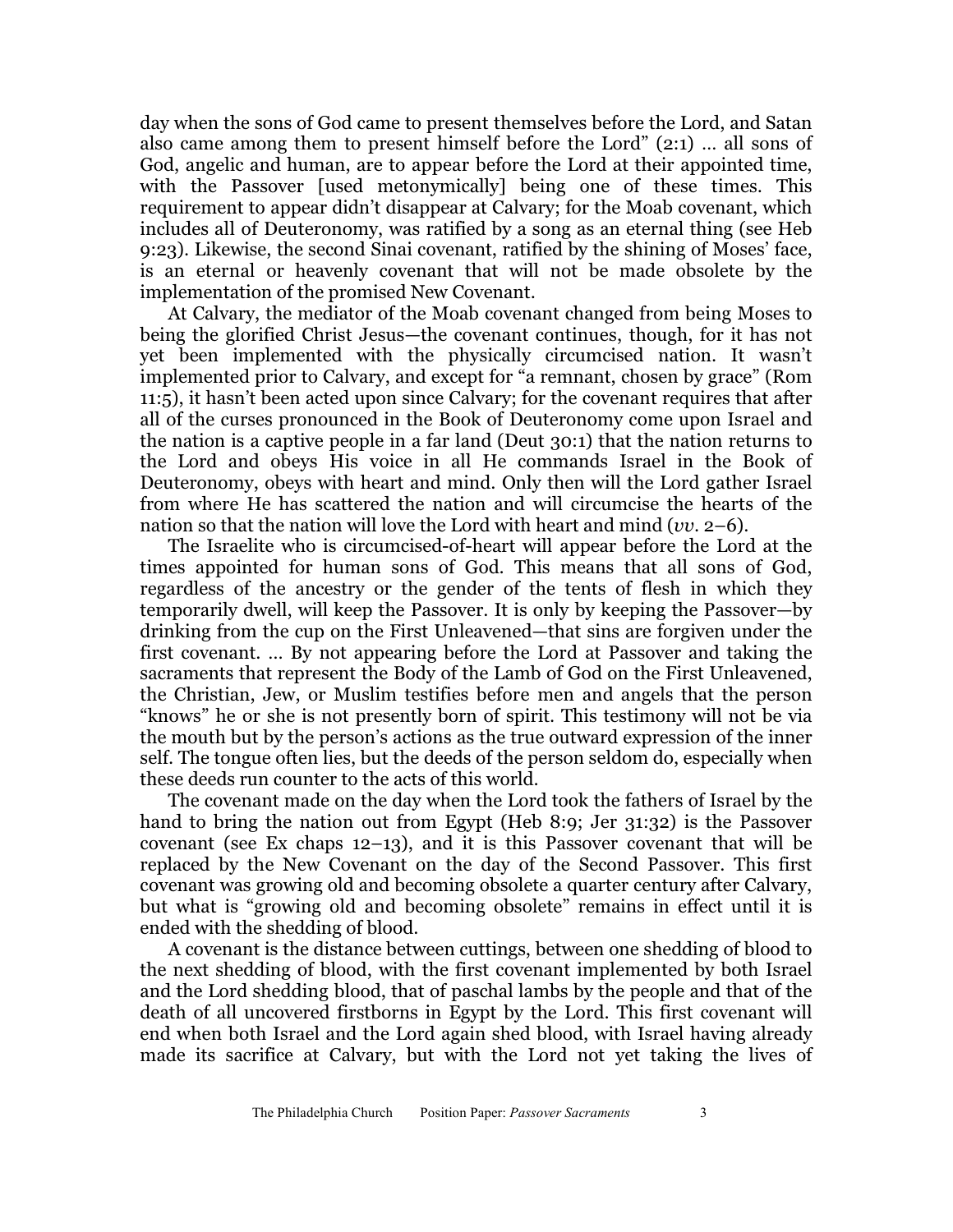day when the sons of God came to present themselves before the Lord, and Satan also came among them to present himself before the Lord" (2:1) … all sons of God, angelic and human, are to appear before the Lord at their appointed time, with the Passover [used metonymically] being one of these times. This requirement to appear didn't disappear at Calvary; for the Moab covenant, which includes all of Deuteronomy, was ratified by a song as an eternal thing (see Heb 9:23). Likewise, the second Sinai covenant, ratified by the shining of Moses' face, is an eternal or heavenly covenant that will not be made obsolete by the implementation of the promised New Covenant.

At Calvary, the mediator of the Moab covenant changed from being Moses to being the glorified Christ Jesus—the covenant continues, though, for it has not yet been implemented with the physically circumcised nation. It wasn't implemented prior to Calvary, and except for "a remnant, chosen by grace" (Rom 11:5), it hasn't been acted upon since Calvary; for the covenant requires that after all of the curses pronounced in the Book of Deuteronomy come upon Israel and the nation is a captive people in a far land (Deut 30:1) that the nation returns to the Lord and obeys His voice in all He commands Israel in the Book of Deuteronomy, obeys with heart and mind. Only then will the Lord gather Israel from where He has scattered the nation and will circumcise the hearts of the nation so that the nation will love the Lord with heart and mind (*vv.* 2–6).

The Israelite who is circumcised-of-heart will appear before the Lord at the times appointed for human sons of God. This means that all sons of God, regardless of the ancestry or the gender of the tents of flesh in which they temporarily dwell, will keep the Passover. It is only by keeping the Passover—by drinking from the cup on the First Unleavened—that sins are forgiven under the first covenant. … By not appearing before the Lord at Passover and taking the sacraments that represent the Body of the Lamb of God on the First Unleavened, the Christian, Jew, or Muslim testifies before men and angels that the person "knows" he or she is not presently born of spirit. This testimony will not be via the mouth but by the person's actions as the true outward expression of the inner self. The tongue often lies, but the deeds of the person seldom do, especially when these deeds run counter to the acts of this world.

The covenant made on the day when the Lord took the fathers of Israel by the hand to bring the nation out from Egypt (Heb 8:9; Jer 31:32) is the Passover covenant (see Ex chaps 12–13), and it is this Passover covenant that will be replaced by the New Covenant on the day of the Second Passover. This first covenant was growing old and becoming obsolete a quarter century after Calvary, but what is "growing old and becoming obsolete" remains in effect until it is ended with the shedding of blood.

A covenant is the distance between cuttings, between one shedding of blood to the next shedding of blood, with the first covenant implemented by both Israel and the Lord shedding blood, that of paschal lambs by the people and that of the death of all uncovered firstborns in Egypt by the Lord. This first covenant will end when both Israel and the Lord again shed blood, with Israel having already made its sacrifice at Calvary, but with the Lord not yet taking the lives of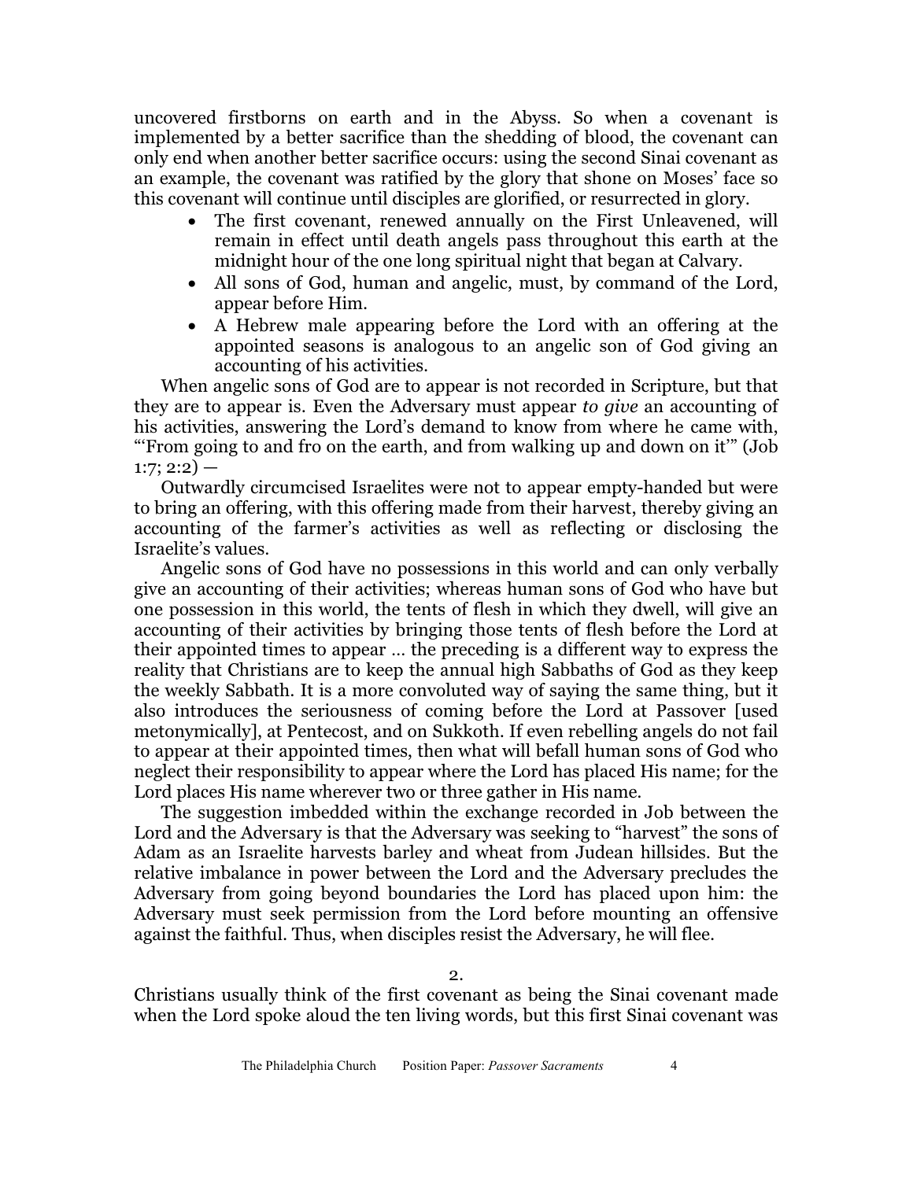uncovered firstborns on earth and in the Abyss. So when a covenant is implemented by a better sacrifice than the shedding of blood, the covenant can only end when another better sacrifice occurs: using the second Sinai covenant as an example, the covenant was ratified by the glory that shone on Moses' face so this covenant will continue until disciples are glorified, or resurrected in glory.

- The first covenant, renewed annually on the First Unleavened, will remain in effect until death angels pass throughout this earth at the midnight hour of the one long spiritual night that began at Calvary.
- All sons of God, human and angelic, must, by command of the Lord, appear before Him.
- A Hebrew male appearing before the Lord with an offering at the appointed seasons is analogous to an angelic son of God giving an accounting of his activities.

When angelic sons of God are to appear is not recorded in Scripture, but that they are to appear is. Even the Adversary must appear *to give* an accounting of his activities, answering the Lord's demand to know from where he came with, "'From going to and fro on the earth, and from walking up and down on it'" (Job 1:7; 2:2) —

Outwardly circumcised Israelites were not to appear empty-handed but were to bring an offering, with this offering made from their harvest, thereby giving an accounting of the farmer's activities as well as reflecting or disclosing the Israelite's values.

Angelic sons of God have no possessions in this world and can only verbally give an accounting of their activities; whereas human sons of God who have but one possession in this world, the tents of flesh in which they dwell, will give an accounting of their activities by bringing those tents of flesh before the Lord at their appointed times to appear … the preceding is a different way to express the reality that Christians are to keep the annual high Sabbaths of God as they keep the weekly Sabbath. It is a more convoluted way of saying the same thing, but it also introduces the seriousness of coming before the Lord at Passover [used metonymically], at Pentecost, and on Sukkoth. If even rebelling angels do not fail to appear at their appointed times, then what will befall human sons of God who neglect their responsibility to appear where the Lord has placed His name; for the Lord places His name wherever two or three gather in His name.

The suggestion imbedded within the exchange recorded in Job between the Lord and the Adversary is that the Adversary was seeking to "harvest" the sons of Adam as an Israelite harvests barley and wheat from Judean hillsides. But the relative imbalance in power between the Lord and the Adversary precludes the Adversary from going beyond boundaries the Lord has placed upon him: the Adversary must seek permission from the Lord before mounting an offensive against the faithful. Thus, when disciples resist the Adversary, he will flee.

2.

Christians usually think of the first covenant as being the Sinai covenant made when the Lord spoke aloud the ten living words, but this first Sinai covenant was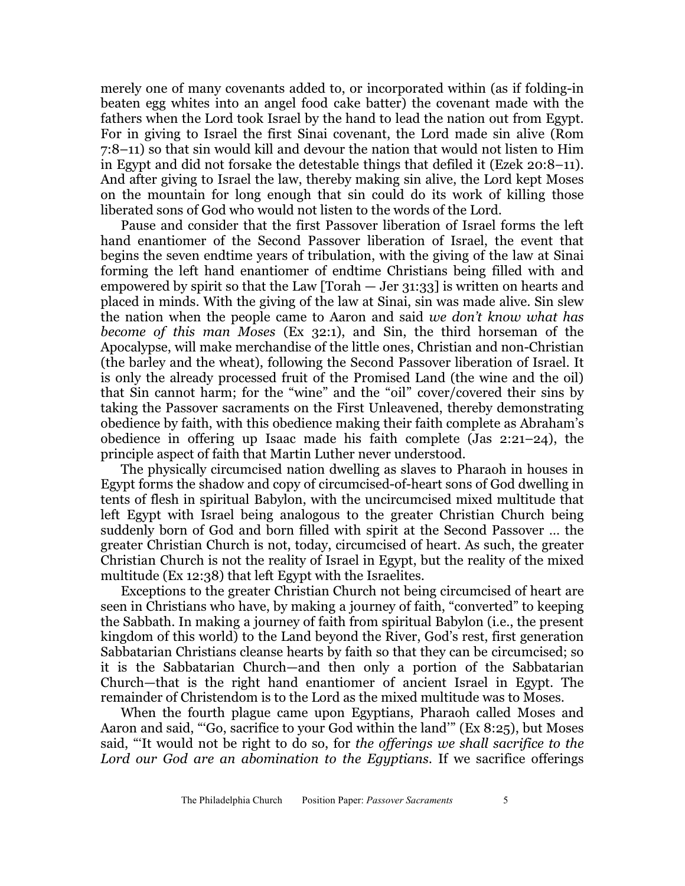merely one of many covenants added to, or incorporated within (as if folding-in beaten egg whites into an angel food cake batter) the covenant made with the fathers when the Lord took Israel by the hand to lead the nation out from Egypt. For in giving to Israel the first Sinai covenant, the Lord made sin alive (Rom 7:8–11) so that sin would kill and devour the nation that would not listen to Him in Egypt and did not forsake the detestable things that defiled it (Ezek 20:8–11). And after giving to Israel the law, thereby making sin alive, the Lord kept Moses on the mountain for long enough that sin could do its work of killing those liberated sons of God who would not listen to the words of the Lord.

Pause and consider that the first Passover liberation of Israel forms the left hand enantiomer of the Second Passover liberation of Israel, the event that begins the seven endtime years of tribulation, with the giving of the law at Sinai forming the left hand enantiomer of endtime Christians being filled with and empowered by spirit so that the Law [Torah — Jer 31:33] is written on hearts and placed in minds. With the giving of the law at Sinai, sin was made alive. Sin slew the nation when the people came to Aaron and said *we don't know what has become of this man Moses* (Ex 32:1), and Sin, the third horseman of the Apocalypse, will make merchandise of the little ones, Christian and non-Christian (the barley and the wheat), following the Second Passover liberation of Israel. It is only the already processed fruit of the Promised Land (the wine and the oil) that Sin cannot harm; for the "wine" and the "oil" cover/covered their sins by taking the Passover sacraments on the First Unleavened, thereby demonstrating obedience by faith, with this obedience making their faith complete as Abraham's obedience in offering up Isaac made his faith complete (Jas 2:21–24), the principle aspect of faith that Martin Luther never understood.

The physically circumcised nation dwelling as slaves to Pharaoh in houses in Egypt forms the shadow and copy of circumcised-of-heart sons of God dwelling in tents of flesh in spiritual Babylon, with the uncircumcised mixed multitude that left Egypt with Israel being analogous to the greater Christian Church being suddenly born of God and born filled with spirit at the Second Passover … the greater Christian Church is not, today, circumcised of heart. As such, the greater Christian Church is not the reality of Israel in Egypt, but the reality of the mixed multitude (Ex 12:38) that left Egypt with the Israelites.

Exceptions to the greater Christian Church not being circumcised of heart are seen in Christians who have, by making a journey of faith, "converted" to keeping the Sabbath. In making a journey of faith from spiritual Babylon (i.e., the present kingdom of this world) to the Land beyond the River, God's rest, first generation Sabbatarian Christians cleanse hearts by faith so that they can be circumcised; so it is the Sabbatarian Church—and then only a portion of the Sabbatarian Church—that is the right hand enantiomer of ancient Israel in Egypt. The remainder of Christendom is to the Lord as the mixed multitude was to Moses.

When the fourth plague came upon Egyptians, Pharaoh called Moses and Aaron and said, "'Go, sacrifice to your God within the land'" (Ex 8:25), but Moses said, "'It would not be right to do so, for *the offerings we shall sacrifice to the Lord our God are an abomination to the Egyptians*. If we sacrifice offerings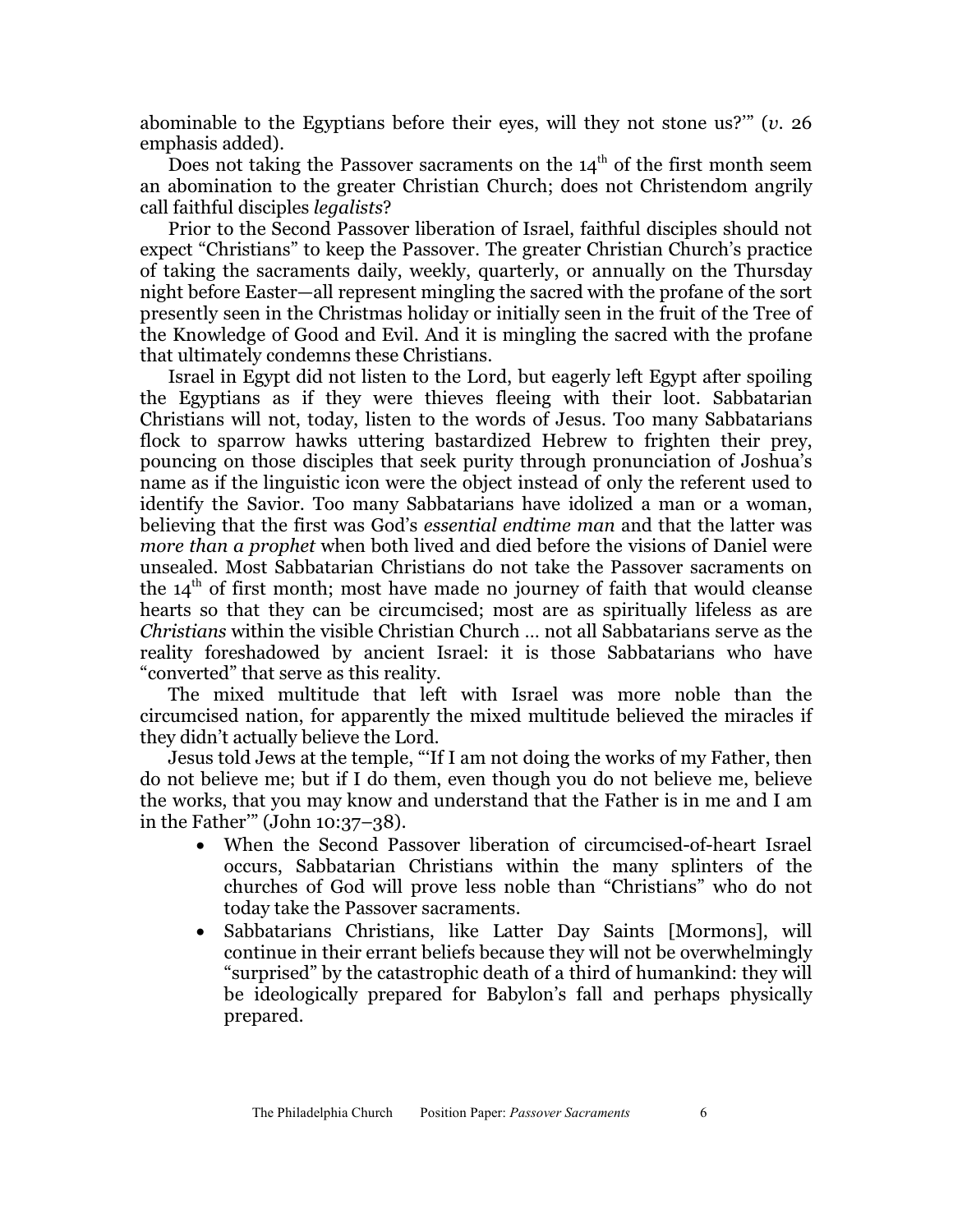abominable to the Egyptians before their eyes, will they not stone us?'" (*v.* 26 emphasis added).

Does not taking the Passover sacraments on the 14th of the first month seem an abomination to the greater Christian Church; does not Christendom angrily call faithful disciples *legalists*?

Prior to the Second Passover liberation of Israel, faithful disciples should not expect "Christians" to keep the Passover. The greater Christian Church's practice of taking the sacraments daily, weekly, quarterly, or annually on the Thursday night before Easter—all represent mingling the sacred with the profane of the sort presently seen in the Christmas holiday or initially seen in the fruit of the Tree of the Knowledge of Good and Evil. And it is mingling the sacred with the profane that ultimately condemns these Christians.

Israel in Egypt did not listen to the Lord, but eagerly left Egypt after spoiling the Egyptians as if they were thieves fleeing with their loot. Sabbatarian Christians will not, today, listen to the words of Jesus. Too many Sabbatarians flock to sparrow hawks uttering bastardized Hebrew to frighten their prey, pouncing on those disciples that seek purity through pronunciation of Joshua's name as if the linguistic icon were the object instead of only the referent used to identify the Savior. Too many Sabbatarians have idolized a man or a woman, believing that the first was God's *essential endtime man* and that the latter was *more than a prophet* when both lived and died before the visions of Daniel were unsealed. Most Sabbatarian Christians do not take the Passover sacraments on the 14th of first month; most have made no journey of faith that would cleanse hearts so that they can be circumcised; most are as spiritually lifeless as are *Christians* within the visible Christian Church … not all Sabbatarians serve as the reality foreshadowed by ancient Israel: it is those Sabbatarians who have "converted" that serve as this reality.

The mixed multitude that left with Israel was more noble than the circumcised nation, for apparently the mixed multitude believed the miracles if they didn't actually believe the Lord.

Jesus told Jews at the temple, "'If I am not doing the works of my Father, then do not believe me; but if I do them, even though you do not believe me, believe the works, that you may know and understand that the Father is in me and I am in the Father'" (John 10:37–38).

- When the Second Passover liberation of circumcised-of-heart Israel occurs, Sabbatarian Christians within the many splinters of the churches of God will prove less noble than "Christians" who do not today take the Passover sacraments.
- Sabbatarians Christians, like Latter Day Saints [Mormons], will continue in their errant beliefs because they will not be overwhelmingly "surprised" by the catastrophic death of a third of humankind: they will be ideologically prepared for Babylon's fall and perhaps physically prepared.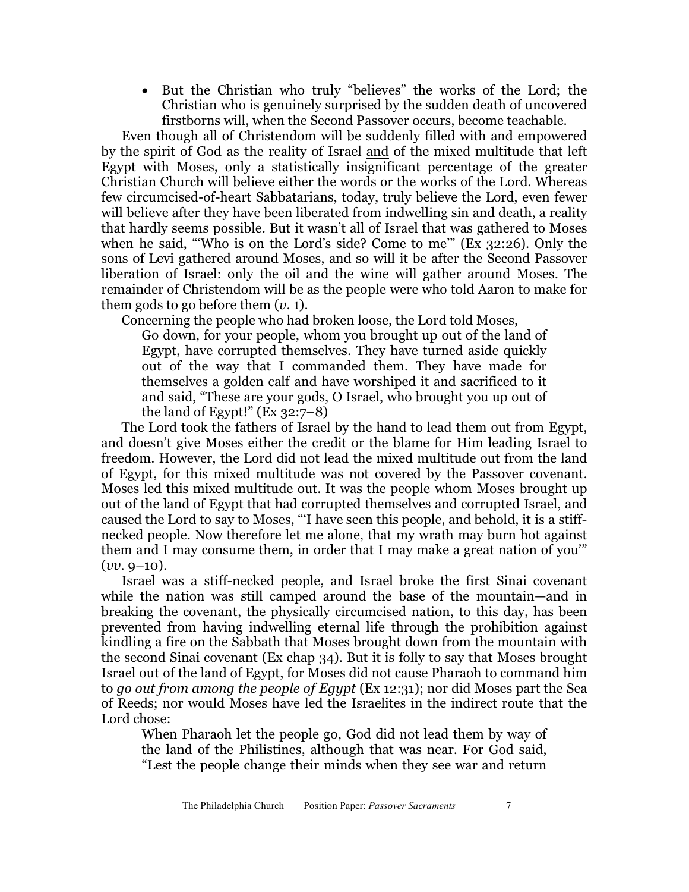- But the Christian who truly "believes" the works of the Lord; the Christian who is genuinely surprised by the sudden death of uncovered firstborns will, when the Second Passover occurs, become teachable.

Even though all of Christendom will be suddenly filled with and empowered by the spirit of God as the reality of Israel and of the mixed multitude that left Egypt with Moses, only a statistically insignificant percentage of the greater Christian Church will believe either the words or the works of the Lord. Whereas few circumcised-of-heart Sabbatarians, today, truly believe the Lord, even fewer will believe after they have been liberated from indwelling sin and death, a reality that hardly seems possible. But it wasn't all of Israel that was gathered to Moses when he said, "'Who is on the Lord's side? Come to me'" (Ex 32:26). Only the sons of Levi gathered around Moses, and so will it be after the Second Passover liberation of Israel: only the oil and the wine will gather around Moses. The remainder of Christendom will be as the people were who told Aaron to make for them gods to go before them (*v.* 1).

Concerning the people who had broken loose, the Lord told Moses,

> Go down, for your people, whom you brought up out of the land of Egypt, have corrupted themselves. They have turned aside quickly out of the way that I commanded them. They have made for themselves a golden calf and have worshiped it and sacrificed to it and said, "These are your gods, O Israel, who brought you up out of the land of Egypt!" (Ex 32:7–8)

The Lord took the fathers of Israel by the hand to lead them out from Egypt, and doesn't give Moses either the credit or the blame for Him leading Israel to freedom. However, the Lord did not lead the mixed multitude out from the land of Egypt, for this mixed multitude was not covered by the Passover covenant. Moses led this mixed multitude out. It was the people whom Moses brought up out of the land of Egypt that had corrupted themselves and corrupted Israel, and caused the Lord to say to Moses, "'I have seen this people, and behold, it is a stiff-necked people. Now therefore let me alone, that my wrath may burn hot against them and I may consume them, in order that I may make a great nation of you'" (*vv.* 9–10).

Israel was a stiff-necked people, and Israel broke the first Sinai covenant while the nation was still camped around the base of the mountain—and in breaking the covenant, the physically circumcised nation, to this day, has been prevented from having indwelling eternal life through the prohibition against kindling a fire on the Sabbath that Moses brought down from the mountain with the second Sinai covenant (Ex chap 34). But it is folly to say that Moses brought Israel out of the land of Egypt, for Moses did not cause Pharaoh to command him to *go out from among the people of Egypt* (Ex 12:31); nor did Moses part the Sea of Reeds; nor would Moses have led the Israelites in the indirect route that the Lord chose:

> When Pharaoh let the people go, God did not lead them by way of the land of the Philistines, although that was near. For God said, "Lest the people change their minds when they see war and return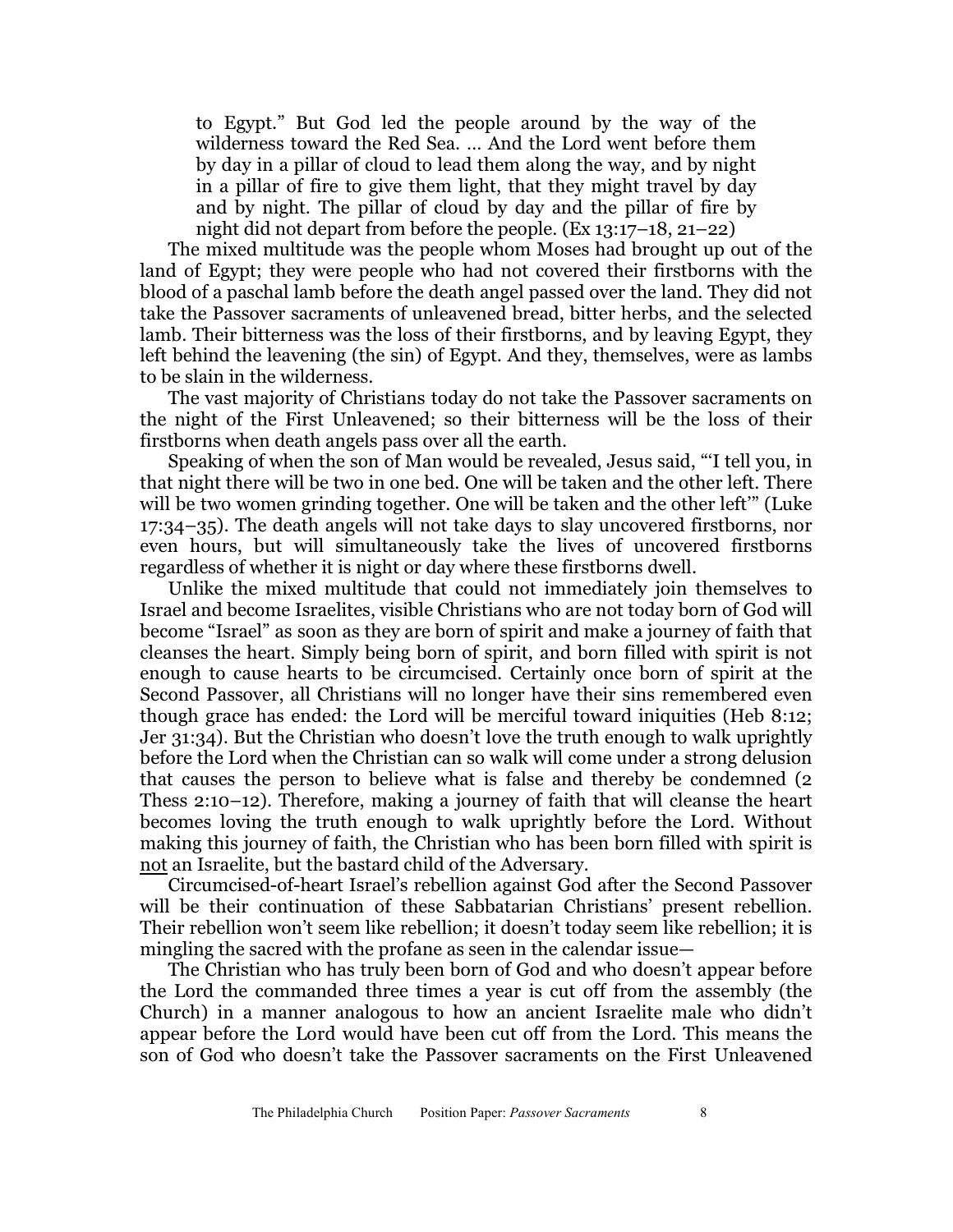> to Egypt." But God led the people around by the way of the wilderness toward the Red Sea. … And the Lord went before them by day in a pillar of cloud to lead them along the way, and by night in a pillar of fire to give them light, that they might travel by day and by night. The pillar of cloud by day and the pillar of fire by night did not depart from before the people. (Ex 13:17–18, 21–22)

The mixed multitude was the people whom Moses had brought up out of the land of Egypt; they were people who had not covered their firstborns with the blood of a paschal lamb before the death angel passed over the land. They did not take the Passover sacraments of unleavened bread, bitter herbs, and the selected lamb. Their bitterness was the loss of their firstborns, and by leaving Egypt, they left behind the leavening (the sin) of Egypt. And they, themselves, were as lambs to be slain in the wilderness.

The vast majority of Christians today do not take the Passover sacraments on the night of the First Unleavened; so their bitterness will be the loss of their firstborns when death angels pass over all the earth.

Speaking of when the son of Man would be revealed, Jesus said, "'I tell you, in that night there will be two in one bed. One will be taken and the other left. There will be two women grinding together. One will be taken and the other left'" (Luke 17:34–35). The death angels will not take days to slay uncovered firstborns, nor even hours, but will simultaneously take the lives of uncovered firstborns regardless of whether it is night or day where these firstborns dwell.

Unlike the mixed multitude that could not immediately join themselves to Israel and become Israelites, visible Christians who are not today born of God will become "Israel" as soon as they are born of spirit and make a journey of faith that cleanses the heart. Simply being born of spirit, and born filled with spirit is not enough to cause hearts to be circumcised. Certainly once born of spirit at the Second Passover, all Christians will no longer have their sins remembered even though grace has ended: the Lord will be merciful toward iniquities (Heb 8:12; Jer 31:34). But the Christian who doesn't love the truth enough to walk uprightly before the Lord when the Christian can so walk will come under a strong delusion that causes the person to believe what is false and thereby be condemned (2 Thess 2:10–12). Therefore, making a journey of faith that will cleanse the heart becomes loving the truth enough to walk uprightly before the Lord. Without making this journey of faith, the Christian who has been born filled with spirit is <u>not</u> an Israelite, but the bastard child of the Adversary.

Circumcised-of-heart Israel's rebellion against God after the Second Passover will be their continuation of these Sabbatarian Christians' present rebellion. Their rebellion won't seem like rebellion; it doesn't today seem like rebellion; it is mingling the sacred with the profane as seen in the calendar issue—

The Christian who has truly been born of God and who doesn't appear before the Lord the commanded three times a year is cut off from the assembly (the Church) in a manner analogous to how an ancient Israelite male who didn't appear before the Lord would have been cut off from the Lord. This means the son of God who doesn't take the Passover sacraments on the First Unleavened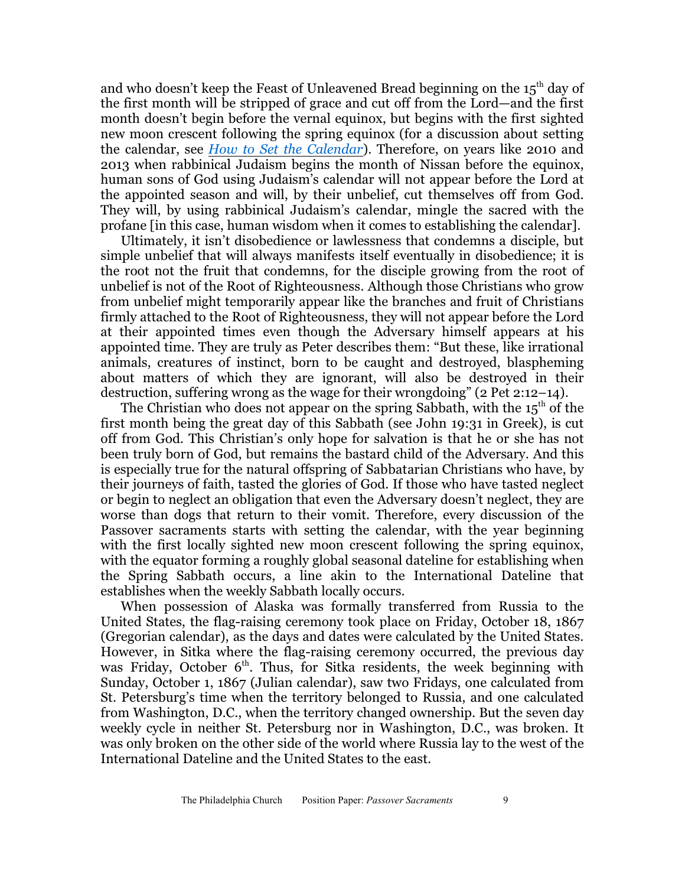and who doesn't keep the Feast of Unleavened Bread beginning on the 15th day of the first month will be stripped of grace and cut off from the Lord—and the first month doesn't begin before the vernal equinox, but begins with the first sighted new moon crescent following the spring equinox (for a discussion about setting the calendar, see *How to Set the Calendar*). Therefore, on years like 2010 and 2013 when rabbinical Judaism begins the month of Nissan before the equinox, human sons of God using Judaism's calendar will not appear before the Lord at the appointed season and will, by their unbelief, cut themselves off from God. They will, by using rabbinical Judaism's calendar, mingle the sacred with the profane [in this case, human wisdom when it comes to establishing the calendar].

Ultimately, it isn't disobedience or lawlessness that condemns a disciple, but simple unbelief that will always manifests itself eventually in disobedience; it is the root not the fruit that condemns, for the disciple growing from the root of unbelief is not of the Root of Righteousness. Although those Christians who grow from unbelief might temporarily appear like the branches and fruit of Christians firmly attached to the Root of Righteousness, they will not appear before the Lord at their appointed times even though the Adversary himself appears at his appointed time. They are truly as Peter describes them: "But these, like irrational animals, creatures of instinct, born to be caught and destroyed, blaspheming about matters of which they are ignorant, will also be destroyed in their destruction, suffering wrong as the wage for their wrongdoing" (2 Pet 2:12–14).

The Christian who does not appear on the spring Sabbath, with the 15th of the first month being the great day of this Sabbath (see John 19:31 in Greek), is cut off from God. This Christian's only hope for salvation is that he or she has not been truly born of God, but remains the bastard child of the Adversary. And this is especially true for the natural offspring of Sabbatarian Christians who have, by their journeys of faith, tasted the glories of God. If those who have tasted neglect or begin to neglect an obligation that even the Adversary doesn't neglect, they are worse than dogs that return to their vomit. Therefore, every discussion of the Passover sacraments starts with setting the calendar, with the year beginning with the first locally sighted new moon crescent following the spring equinox, with the equator forming a roughly global seasonal dateline for establishing when the Spring Sabbath occurs, a line akin to the International Dateline that establishes when the weekly Sabbath locally occurs.

When possession of Alaska was formally transferred from Russia to the United States, the flag-raising ceremony took place on Friday, October 18, 1867 (Gregorian calendar), as the days and dates were calculated by the United States. However, in Sitka where the flag-raising ceremony occurred, the previous day was Friday, October 6th. Thus, for Sitka residents, the week beginning with Sunday, October 1, 1867 (Julian calendar), saw two Fridays, one calculated from St. Petersburg's time when the territory belonged to Russia, and one calculated from Washington, D.C., when the territory changed ownership. But the seven day weekly cycle in neither St. Petersburg nor in Washington, D.C., was broken. It was only broken on the other side of the world where Russia lay to the west of the International Dateline and the United States to the east.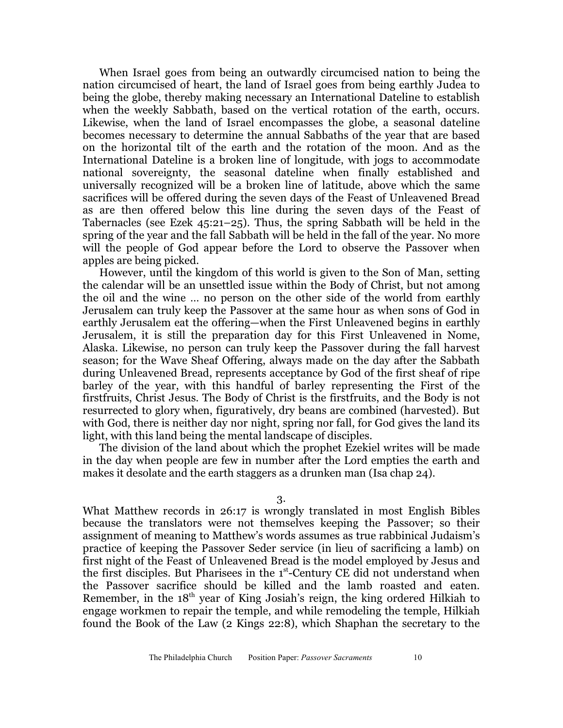When Israel goes from being an outwardly circumcised nation to being the nation circumcised of heart, the land of Israel goes from being earthly Judea to being the globe, thereby making necessary an International Dateline to establish when the weekly Sabbath, based on the vertical rotation of the earth, occurs. Likewise, when the land of Israel encompasses the globe, a seasonal dateline becomes necessary to determine the annual Sabbaths of the year that are based on the horizontal tilt of the earth and the rotation of the moon. And as the International Dateline is a broken line of longitude, with jogs to accommodate national sovereignty, the seasonal dateline when finally established and universally recognized will be a broken line of latitude, above which the same sacrifices will be offered during the seven days of the Feast of Unleavened Bread as are then offered below this line during the seven days of the Feast of Tabernacles (see Ezek 45:21–25). Thus, the spring Sabbath will be held in the spring of the year and the fall Sabbath will be held in the fall of the year. No more will the people of God appear before the Lord to observe the Passover when apples are being picked.

However, until the kingdom of this world is given to the Son of Man, setting the calendar will be an unsettled issue within the Body of Christ, but not among the oil and the wine … no person on the other side of the world from earthly Jerusalem can truly keep the Passover at the same hour as when sons of God in earthly Jerusalem eat the offering—when the First Unleavened begins in earthly Jerusalem, it is still the preparation day for this First Unleavened in Nome, Alaska. Likewise, no person can truly keep the Passover during the fall harvest season; for the Wave Sheaf Offering, always made on the day after the Sabbath during Unleavened Bread, represents acceptance by God of the first sheaf of ripe barley of the year, with this handful of barley representing the First of the firstfruits, Christ Jesus. The Body of Christ is the firstfruits, and the Body is not resurrected to glory when, figuratively, dry beans are combined (harvested). But with God, there is neither day nor night, spring nor fall, for God gives the land its light, with this land being the mental landscape of disciples.

The division of the land about which the prophet Ezekiel writes will be made in the day when people are few in number after the Lord empties the earth and makes it desolate and the earth staggers as a drunken man (Isa chap 24).

3.

What Matthew records in 26:17 is wrongly translated in most English Bibles because the translators were not themselves keeping the Passover; so their assignment of meaning to Matthew's words assumes as true rabbinical Judaism's practice of keeping the Passover Seder service (in lieu of sacrificing a lamb) on first night of the Feast of Unleavened Bread is the model employed by Jesus and the first disciples. But Pharisees in the 1st-Century CE did not understand when the Passover sacrifice should be killed and the lamb roasted and eaten. Remember, in the 18th year of King Josiah's reign, the king ordered Hilkiah to engage workmen to repair the temple, and while remodeling the temple, Hilkiah found the Book of the Law (2 Kings 22:8), which Shaphan the secretary to the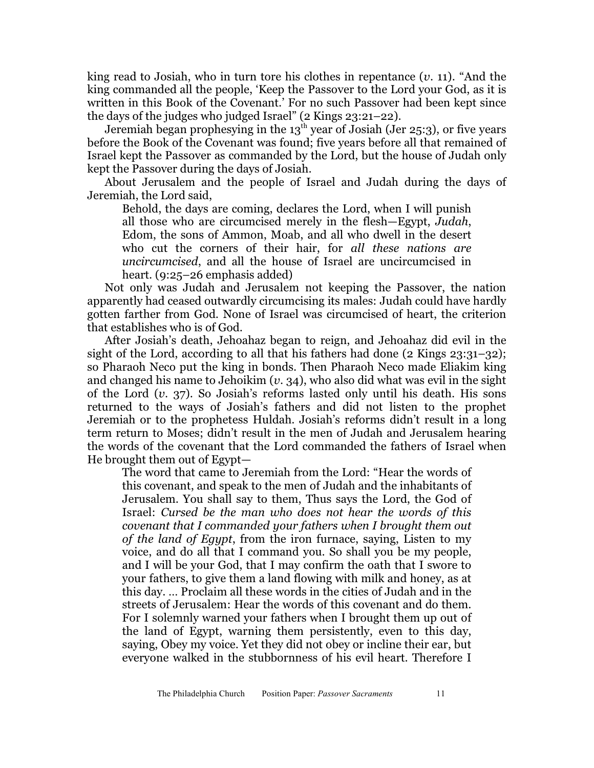king read to Josiah, who in turn tore his clothes in repentance (*v.* 11). "And the king commanded all the people, 'Keep the Passover to the Lord your God, as it is written in this Book of the Covenant.' For no such Passover had been kept since the days of the judges who judged Israel" (2 Kings 23:21–22).

Jeremiah began prophesying in the 13th year of Josiah (Jer 25:3), or five years before the Book of the Covenant was found; five years before all that remained of Israel kept the Passover as commanded by the Lord, but the house of Judah only kept the Passover during the days of Josiah.

About Jerusalem and the people of Israel and Judah during the days of Jeremiah, the Lord said,

> Behold, the days are coming, declares the Lord, when I will punish all those who are circumcised merely in the flesh—Egypt, *Judah*, Edom, the sons of Ammon, Moab, and all who dwell in the desert who cut the corners of their hair, for *all these nations are uncircumcised*, and all the house of Israel are uncircumcised in heart. (9:25–26 emphasis added)

Not only was Judah and Jerusalem not keeping the Passover, the nation apparently had ceased outwardly circumcising its males: Judah could have hardly gotten farther from God. None of Israel was circumcised of heart, the criterion that establishes who is of God.

After Josiah's death, Jehoahaz began to reign, and Jehoahaz did evil in the sight of the Lord, according to all that his fathers had done (2 Kings 23:31–32); so Pharaoh Neco put the king in bonds. Then Pharaoh Neco made Eliakim king and changed his name to Jehoikim (*v.* 34), who also did what was evil in the sight of the Lord (*v.* 37). So Josiah's reforms lasted only until his death. His sons returned to the ways of Josiah's fathers and did not listen to the prophet Jeremiah or to the prophetess Huldah. Josiah's reforms didn't result in a long term return to Moses; didn't result in the men of Judah and Jerusalem hearing the words of the covenant that the Lord commanded the fathers of Israel when He brought them out of Egypt—

> The word that came to Jeremiah from the Lord: "Hear the words of this covenant, and speak to the men of Judah and the inhabitants of Jerusalem. You shall say to them, Thus says the Lord, the God of Israel: *Cursed be the man who does not hear the words of this covenant that I commanded your fathers when I brought them out of the land of Egypt*, from the iron furnace, saying, Listen to my voice, and do all that I command you. So shall you be my people, and I will be your God, that I may confirm the oath that I swore to your fathers, to give them a land flowing with milk and honey, as at this day. … Proclaim all these words in the cities of Judah and in the streets of Jerusalem: Hear the words of this covenant and do them. For I solemnly warned your fathers when I brought them up out of the land of Egypt, warning them persistently, even to this day, saying, Obey my voice. Yet they did not obey or incline their ear, but everyone walked in the stubbornness of his evil heart. Therefore I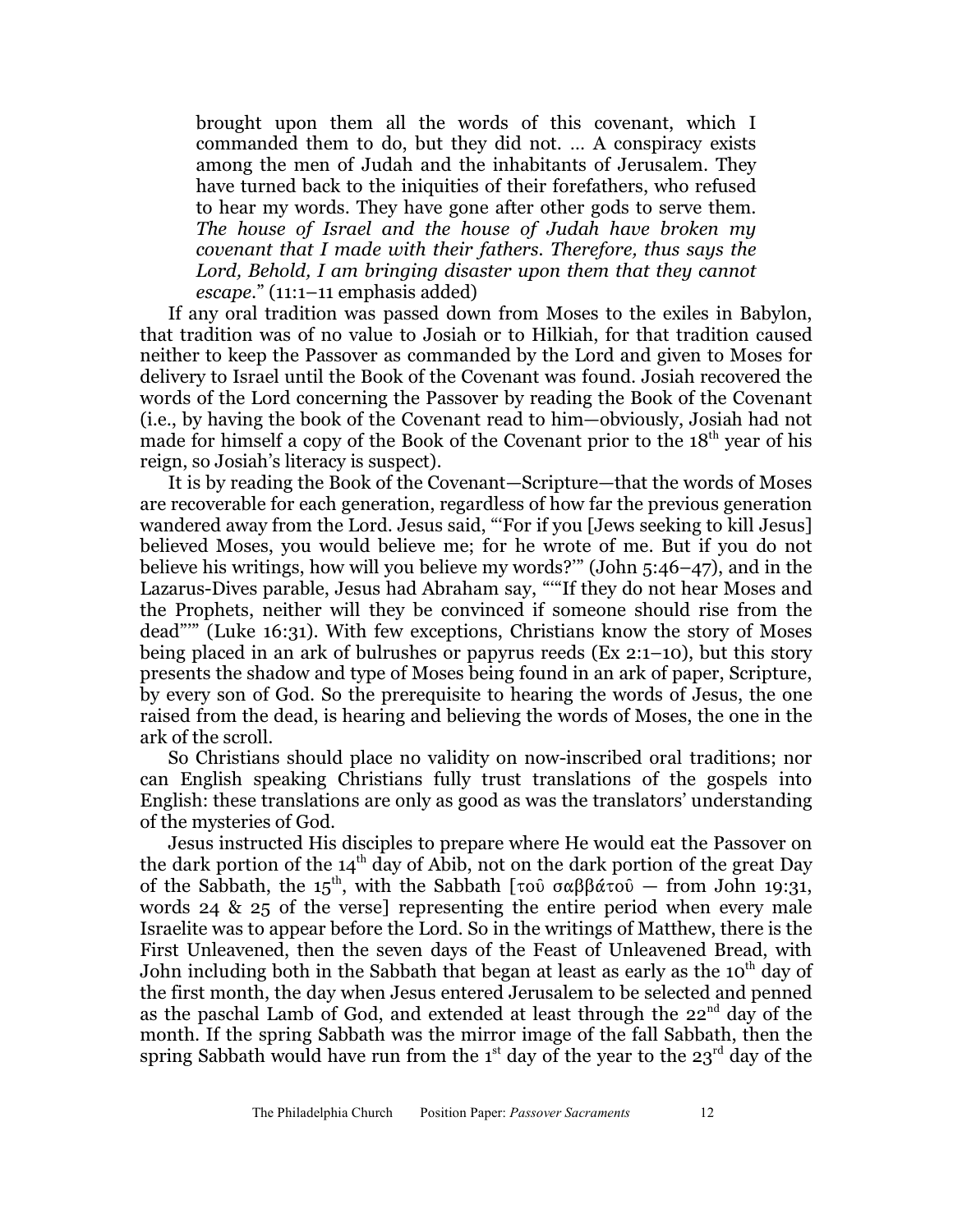> brought upon them all the words of this covenant, which I commanded them to do, but they did not. … A conspiracy exists among the men of Judah and the inhabitants of Jerusalem. They have turned back to the iniquities of their forefathers, who refused to hear my words. They have gone after other gods to serve them. *The house of Israel and the house of Judah have broken my covenant that I made with their fathers. Therefore, thus says the Lord, Behold, I am bringing disaster upon them that they cannot escape*." (11:1–11 emphasis added)

If any oral tradition was passed down from Moses to the exiles in Babylon, that tradition was of no value to Josiah or to Hilkiah, for that tradition caused neither to keep the Passover as commanded by the Lord and given to Moses for delivery to Israel until the Book of the Covenant was found. Josiah recovered the words of the Lord concerning the Passover by reading the Book of the Covenant (i.e., by having the book of the Covenant read to him—obviously, Josiah had not made for himself a copy of the Book of the Covenant prior to the 18th year of his reign, so Josiah's literacy is suspect).

It is by reading the Book of the Covenant—Scripture—that the words of Moses are recoverable for each generation, regardless of how far the previous generation wandered away from the Lord. Jesus said, "'For if you [Jews seeking to kill Jesus] believed Moses, you would believe me; for he wrote of me. But if you do not believe his writings, how will you believe my words?'" (John 5:46–47), and in the Lazarus-Dives parable, Jesus had Abraham say, "'"If they do not hear Moses and the Prophets, neither will they be convinced if someone should rise from the dead"'" (Luke 16:31). With few exceptions, Christians know the story of Moses being placed in an ark of bulrushes or papyrus reeds (Ex 2:1–10), but this story presents the shadow and type of Moses being found in an ark of paper, Scripture, by every son of God. So the prerequisite to hearing the words of Jesus, the one raised from the dead, is hearing and believing the words of Moses, the one in the ark of the scroll.

So Christians should place no validity on now-inscribed oral traditions; nor can English speaking Christians fully trust translations of the gospels into English: these translations are only as good as was the translators' understanding of the mysteries of God.

Jesus instructed His disciples to prepare where He would eat the Passover on the dark portion of the 14th day of Abib, not on the dark portion of the great Day of the Sabbath, the 15th, with the Sabbath [τοῦ σαββάτοῦ — from John 19:31, words 24 & 25 of the verse] representing the entire period when every male Israelite was to appear before the Lord. So in the writings of Matthew, there is the First Unleavened, then the seven days of the Feast of Unleavened Bread, with John including both in the Sabbath that began at least as early as the 10th day of the first month, the day when Jesus entered Jerusalem to be selected and penned as the paschal Lamb of God, and extended at least through the 22nd day of the month. If the spring Sabbath was the mirror image of the fall Sabbath, then the spring Sabbath would have run from the 1st day of the year to the 23rd day of the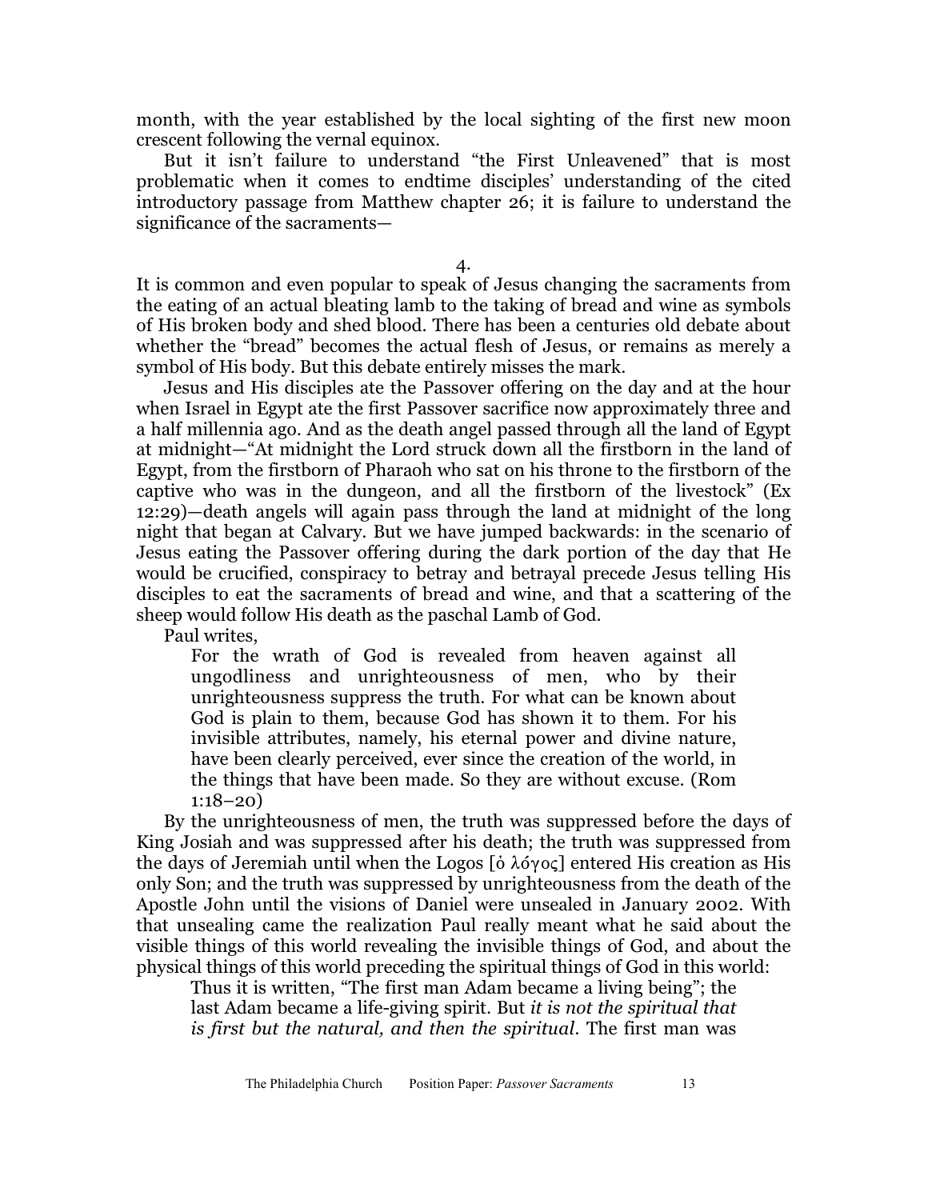month, with the year established by the local sighting of the first new moon crescent following the vernal equinox.

But it isn't failure to understand "the First Unleavened" that is most problematic when it comes to endtime disciples' understanding of the cited introductory passage from Matthew chapter 26; it is failure to understand the significance of the sacraments—

4.

It is common and even popular to speak of Jesus changing the sacraments from the eating of an actual bleating lamb to the taking of bread and wine as symbols of His broken body and shed blood. There has been a centuries old debate about whether the "bread" becomes the actual flesh of Jesus, or remains as merely a symbol of His body. But this debate entirely misses the mark.

Jesus and His disciples ate the Passover offering on the day and at the hour when Israel in Egypt ate the first Passover sacrifice now approximately three and a half millennia ago. And as the death angel passed through all the land of Egypt at midnight—"At midnight the Lord struck down all the firstborn in the land of Egypt, from the firstborn of Pharaoh who sat on his throne to the firstborn of the captive who was in the dungeon, and all the firstborn of the livestock" (Ex 12:29)—death angels will again pass through the land at midnight of the long night that began at Calvary. But we have jumped backwards: in the scenario of Jesus eating the Passover offering during the dark portion of the day that He would be crucified, conspiracy to betray and betrayal precede Jesus telling His disciples to eat the sacraments of bread and wine, and that a scattering of the sheep would follow His death as the paschal Lamb of God.

Paul writes,

> For the wrath of God is revealed from heaven against all ungodliness and unrighteousness of men, who by their unrighteousness suppress the truth. For what can be known about God is plain to them, because God has shown it to them. For his invisible attributes, namely, his eternal power and divine nature, have been clearly perceived, ever since the creation of the world, in the things that have been made. So they are without excuse. (Rom 1:18–20)

By the unrighteousness of men, the truth was suppressed before the days of King Josiah and was suppressed after his death; the truth was suppressed from the days of Jeremiah until when the Logos [ὁ λόγος] entered His creation as His only Son; and the truth was suppressed by unrighteousness from the death of the Apostle John until the visions of Daniel were unsealed in January 2002. With that unsealing came the realization Paul really meant what he said about the visible things of this world revealing the invisible things of God, and about the physical things of this world preceding the spiritual things of God in this world:

> Thus it is written, "The first man Adam became a living being"; the last Adam became a life-giving spirit. But *it is not the spiritual that is first but the natural, and then the spiritual*. The first man was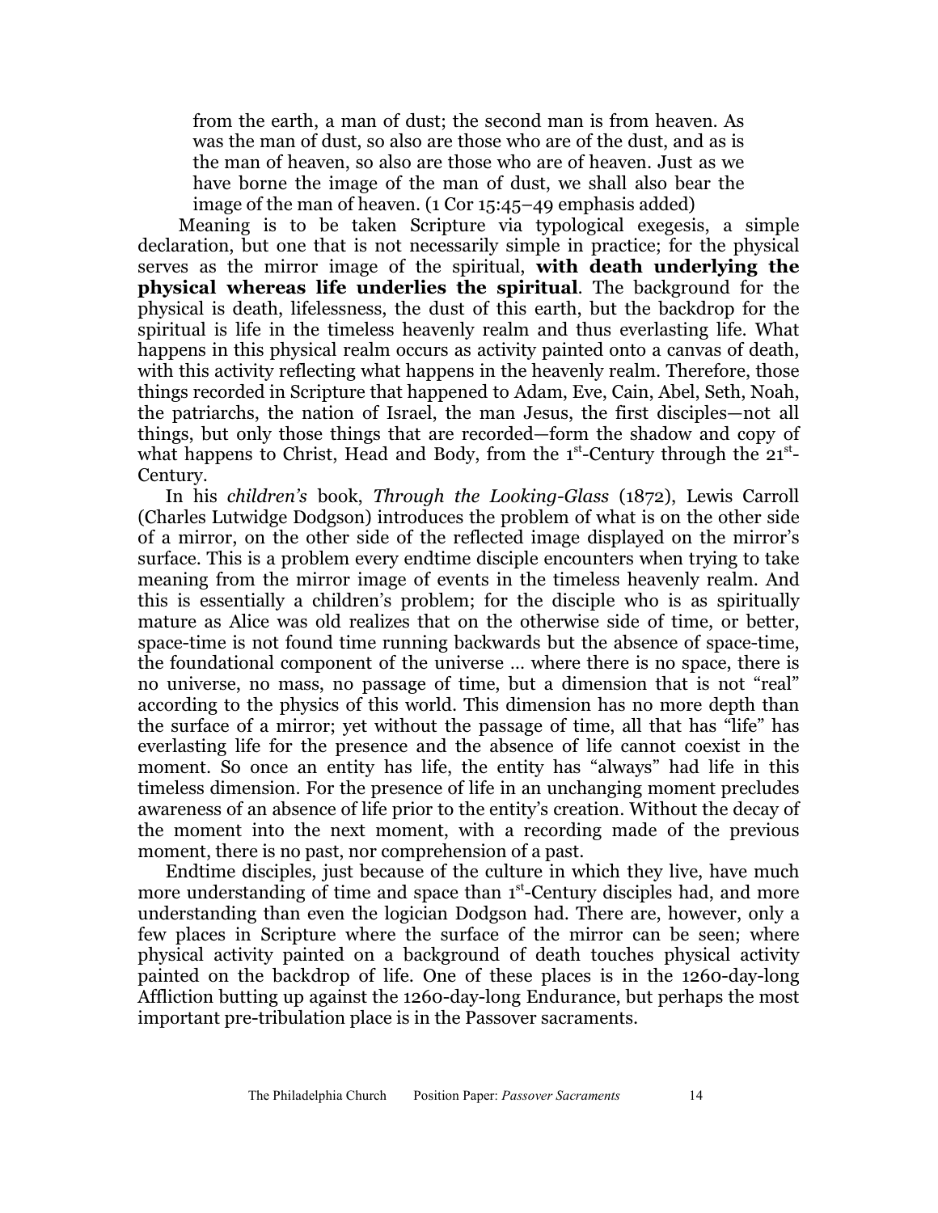> from the earth, a man of dust; the second man is from heaven. As was the man of dust, so also are those who are of the dust, and as is the man of heaven, so also are those who are of heaven. Just as we have borne the image of the man of dust, we shall also bear the image of the man of heaven. (1 Cor 15:45–49 emphasis added)

Meaning is to be taken Scripture via typological exegesis, a simple declaration, but one that is not necessarily simple in practice; for the physical serves as the mirror image of the spiritual, **with death underlying the physical whereas life underlies the spiritual**. The background for the physical is death, lifelessness, the dust of this earth, but the backdrop for the spiritual is life in the timeless heavenly realm and thus everlasting life. What happens in this physical realm occurs as activity painted onto a canvas of death, with this activity reflecting what happens in the heavenly realm. Therefore, those things recorded in Scripture that happened to Adam, Eve, Cain, Abel, Seth, Noah, the patriarchs, the nation of Israel, the man Jesus, the first disciples—not all things, but only those things that are recorded—form the shadow and copy of what happens to Christ, Head and Body, from the 1st-Century through the 21st-Century.

In his *children's* book, *Through the Looking-Glass* (1872), Lewis Carroll (Charles Lutwidge Dodgson) introduces the problem of what is on the other side of a mirror, on the other side of the reflected image displayed on the mirror's surface. This is a problem every endtime disciple encounters when trying to take meaning from the mirror image of events in the timeless heavenly realm. And this is essentially a children's problem; for the disciple who is as spiritually mature as Alice was old realizes that on the otherwise side of time, or better, space-time is not found time running backwards but the absence of space-time, the foundational component of the universe … where there is no space, there is no universe, no mass, no passage of time, but a dimension that is not "real" according to the physics of this world. This dimension has no more depth than the surface of a mirror; yet without the passage of time, all that has "life" has everlasting life for the presence and the absence of life cannot coexist in the moment. So once an entity has life, the entity has "always" had life in this timeless dimension. For the presence of life in an unchanging moment precludes awareness of an absence of life prior to the entity's creation. Without the decay of the moment into the next moment, with a recording made of the previous moment, there is no past, nor comprehension of a past.

Endtime disciples, just because of the culture in which they live, have much more understanding of time and space than 1st-Century disciples had, and more understanding than even the logician Dodgson had. There are, however, only a few places in Scripture where the surface of the mirror can be seen; where physical activity painted on a background of death touches physical activity painted on the backdrop of life. One of these places is in the 1260-day-long Affliction butting up against the 1260-day-long Endurance, but perhaps the most important pre-tribulation place is in the Passover sacraments.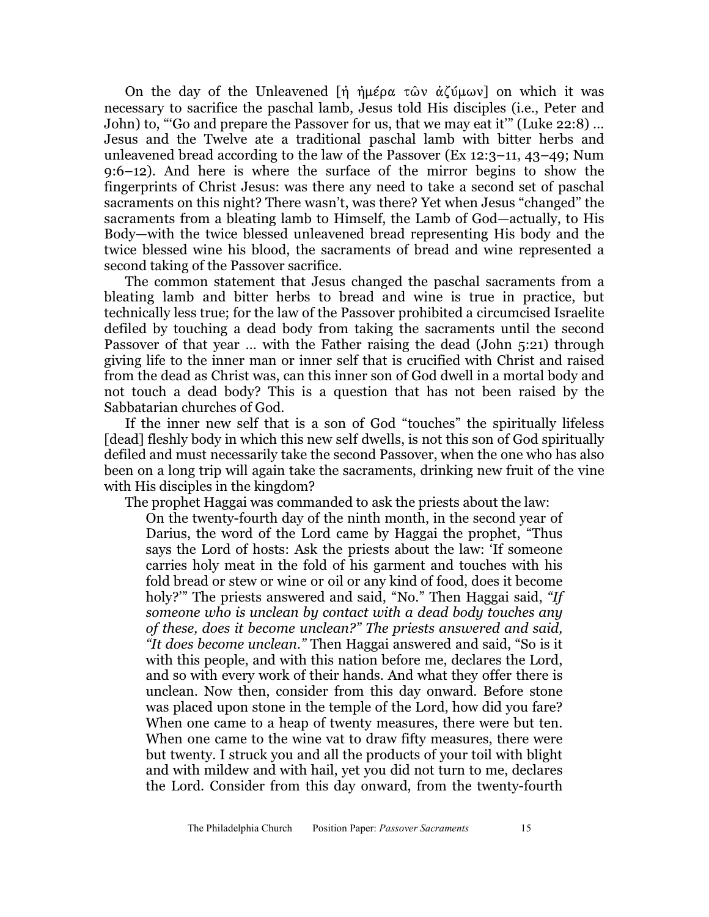On the day of the Unleavened [ἡ ἡμέρα τῶν ἀζύμων] on which it was necessary to sacrifice the paschal lamb, Jesus told His disciples (i.e., Peter and John) to, "'Go and prepare the Passover for us, that we may eat it'" (Luke 22:8) … Jesus and the Twelve ate a traditional paschal lamb with bitter herbs and unleavened bread according to the law of the Passover (Ex 12:3–11, 43–49; Num 9:6–12). And here is where the surface of the mirror begins to show the fingerprints of Christ Jesus: was there any need to take a second set of paschal sacraments on this night? There wasn't, was there? Yet when Jesus "changed" the sacraments from a bleating lamb to Himself, the Lamb of God—actually, to His Body—with the twice blessed unleavened bread representing His body and the twice blessed wine his blood, the sacraments of bread and wine represented a second taking of the Passover sacrifice.

The common statement that Jesus changed the paschal sacraments from a bleating lamb and bitter herbs to bread and wine is true in practice, but technically less true; for the law of the Passover prohibited a circumcised Israelite defiled by touching a dead body from taking the sacraments until the second Passover of that year … with the Father raising the dead (John 5:21) through giving life to the inner man or inner self that is crucified with Christ and raised from the dead as Christ was, can this inner son of God dwell in a mortal body and not touch a dead body? This is a question that has not been raised by the Sabbatarian churches of God.

If the inner new self that is a son of God "touches" the spiritually lifeless [dead] fleshly body in which this new self dwells, is not this son of God spiritually defiled and must necessarily take the second Passover, when the one who has also been on a long trip will again take the sacraments, drinking new fruit of the vine with His disciples in the kingdom?

The prophet Haggai was commanded to ask the priests about the law:

> On the twenty-fourth day of the ninth month, in the second year of Darius, the word of the Lord came by Haggai the prophet, "Thus says the Lord of hosts: Ask the priests about the law: 'If someone carries holy meat in the fold of his garment and touches with his fold bread or stew or wine or oil or any kind of food, does it become holy?'" The priests answered and said, "No." Then Haggai said, *"If someone who is unclean by contact with a dead body touches any of these, does it become unclean?" The priests answered and said, "It does become unclean."* Then Haggai answered and said, "So is it with this people, and with this nation before me, declares the Lord, and so with every work of their hands. And what they offer there is unclean. Now then, consider from this day onward. Before stone was placed upon stone in the temple of the Lord, how did you fare? When one came to a heap of twenty measures, there were but ten. When one came to the wine vat to draw fifty measures, there were but twenty. I struck you and all the products of your toil with blight and with mildew and with hail, yet you did not turn to me, declares the Lord. Consider from this day onward, from the twenty-fourth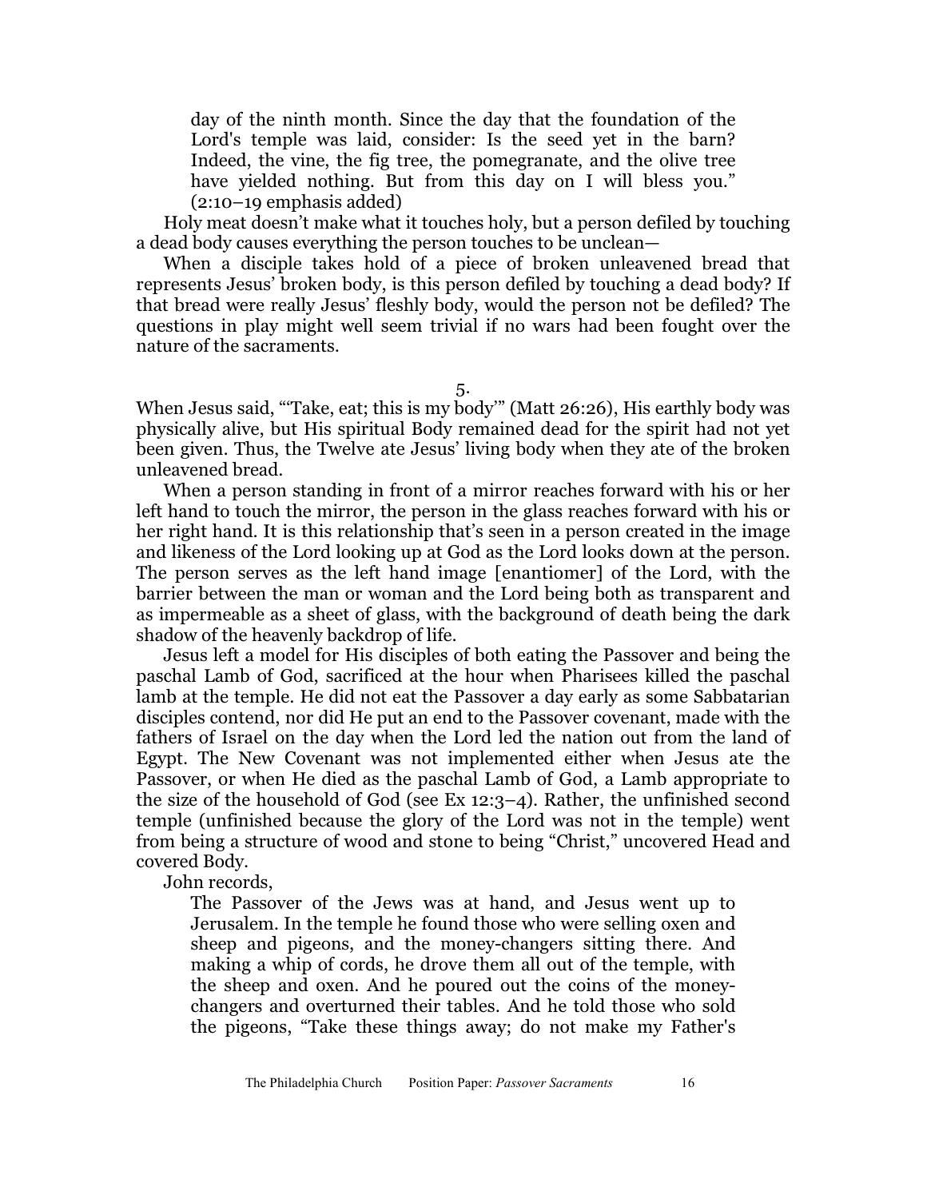> day of the ninth month. Since the day that the foundation of the Lord's temple was laid, consider: Is the seed yet in the barn? Indeed, the vine, the fig tree, the pomegranate, and the olive tree have yielded nothing. But from this day on I will bless you." (2:10–19 emphasis added)

Holy meat doesn't make what it touches holy, but a person defiled by touching a dead body causes everything the person touches to be unclean—

When a disciple takes hold of a piece of broken unleavened bread that represents Jesus' broken body, is this person defiled by touching a dead body? If that bread were really Jesus' fleshly body, would the person not be defiled? The questions in play might well seem trivial if no wars had been fought over the nature of the sacraments.

5.

When Jesus said, "'Take, eat; this is my body'" (Matt 26:26), His earthly body was physically alive, but His spiritual Body remained dead for the spirit had not yet been given. Thus, the Twelve ate Jesus' living body when they ate of the broken unleavened bread.

When a person standing in front of a mirror reaches forward with his or her left hand to touch the mirror, the person in the glass reaches forward with his or her right hand. It is this relationship that's seen in a person created in the image and likeness of the Lord looking up at God as the Lord looks down at the person. The person serves as the left hand image [enantiomer] of the Lord, with the barrier between the man or woman and the Lord being both as transparent and as impermeable as a sheet of glass, with the background of death being the dark shadow of the heavenly backdrop of life.

Jesus left a model for His disciples of both eating the Passover and being the paschal Lamb of God, sacrificed at the hour when Pharisees killed the paschal lamb at the temple. He did not eat the Passover a day early as some Sabbatarian disciples contend, nor did He put an end to the Passover covenant, made with the fathers of Israel on the day when the Lord led the nation out from the land of Egypt. The New Covenant was not implemented either when Jesus ate the Passover, or when He died as the paschal Lamb of God, a Lamb appropriate to the size of the household of God (see Ex 12:3–4). Rather, the unfinished second temple (unfinished because the glory of the Lord was not in the temple) went from being a structure of wood and stone to being "Christ," uncovered Head and covered Body.

John records,

> The Passover of the Jews was at hand, and Jesus went up to Jerusalem. In the temple he found those who were selling oxen and sheep and pigeons, and the money-changers sitting there. And making a whip of cords, he drove them all out of the temple, with the sheep and oxen. And he poured out the coins of the money-changers and overturned their tables. And he told those who sold the pigeons, "Take these things away; do not make my Father's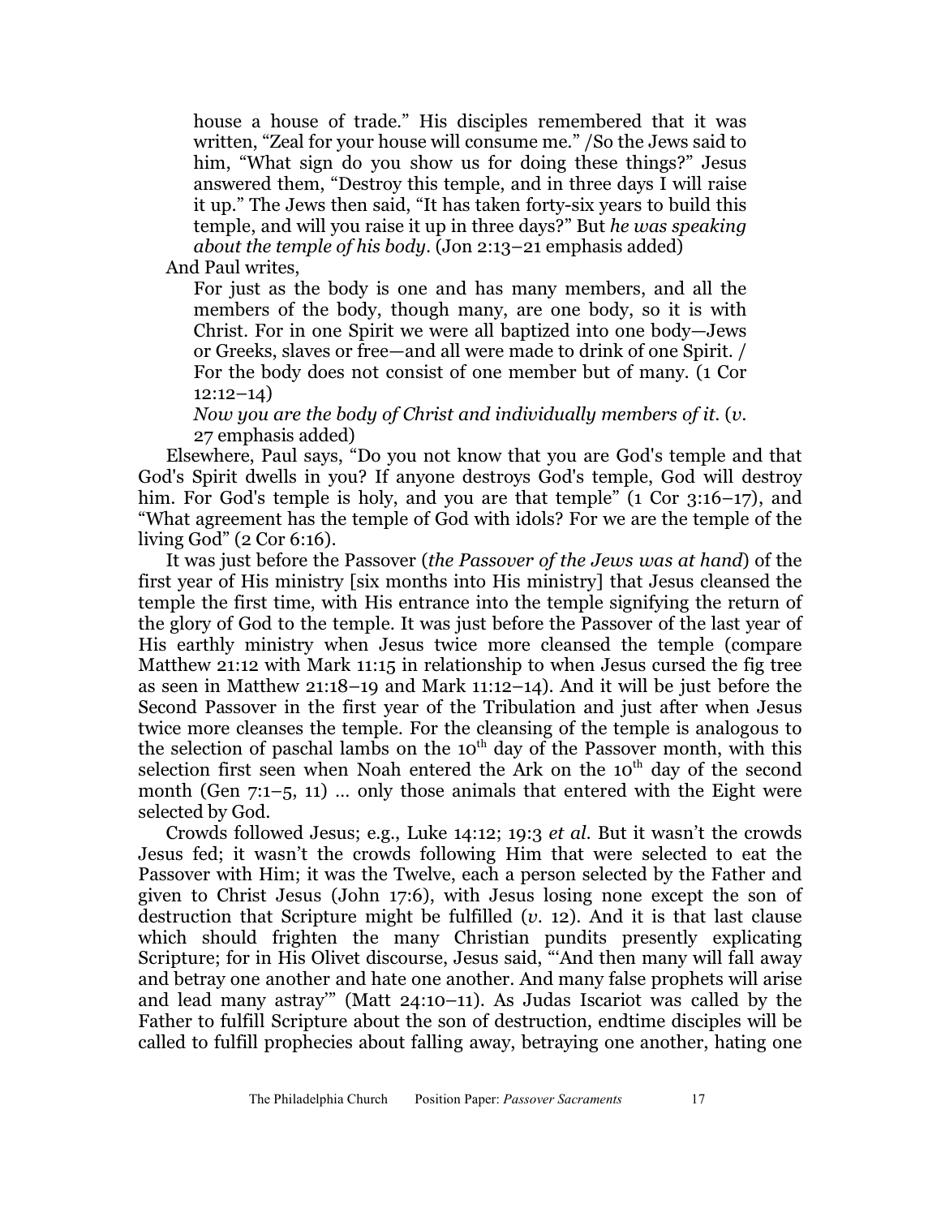> house a house of trade." His disciples remembered that it was written, "Zeal for your house will consume me." /So the Jews said to him, "What sign do you show us for doing these things?" Jesus answered them, "Destroy this temple, and in three days I will raise it up." The Jews then said, "It has taken forty-six years to build this temple, and will you raise it up in three days?" But *he was speaking about the temple of his body*. (Jon 2:13–21 emphasis added)

And Paul writes,

> For just as the body is one and has many members, and all the members of the body, though many, are one body, so it is with Christ. For in one Spirit we were all baptized into one body—Jews or Greeks, slaves or free—and all were made to drink of one Spirit. / For the body does not consist of one member but of many. (1 Cor 12:12–14)
>
> *Now you are the body of Christ and individually members of it*. (*v*. 27 emphasis added)

Elsewhere, Paul says, "Do you not know that you are God's temple and that God's Spirit dwells in you? If anyone destroys God's temple, God will destroy him. For God's temple is holy, and you are that temple" (1 Cor 3:16–17), and "What agreement has the temple of God with idols? For we are the temple of the living God" (2 Cor 6:16).

It was just before the Passover (*the Passover of the Jews was at hand*) of the first year of His ministry [six months into His ministry] that Jesus cleansed the temple the first time, with His entrance into the temple signifying the return of the glory of God to the temple. It was just before the Passover of the last year of His earthly ministry when Jesus twice more cleansed the temple (compare Matthew 21:12 with Mark 11:15 in relationship to when Jesus cursed the fig tree as seen in Matthew 21:18–19 and Mark 11:12–14). And it will be just before the Second Passover in the first year of the Tribulation and just after when Jesus twice more cleanses the temple. For the cleansing of the temple is analogous to the selection of paschal lambs on the 10th day of the Passover month, with this selection first seen when Noah entered the Ark on the 10th day of the second month (Gen 7:1–5, 11) … only those animals that entered with the Eight were selected by God.

Crowds followed Jesus; e.g., Luke 14:12; 19:3 *et al*. But it wasn't the crowds Jesus fed; it wasn't the crowds following Him that were selected to eat the Passover with Him; it was the Twelve, each a person selected by the Father and given to Christ Jesus (John 17:6), with Jesus losing none except the son of destruction that Scripture might be fulfilled (*v*. 12). And it is that last clause which should frighten the many Christian pundits presently explicating Scripture; for in His Olivet discourse, Jesus said, "'And then many will fall away and betray one another and hate one another. And many false prophets will arise and lead many astray'" (Matt 24:10–11). As Judas Iscariot was called by the Father to fulfill Scripture about the son of destruction, endtime disciples will be called to fulfill prophecies about falling away, betraying one another, hating one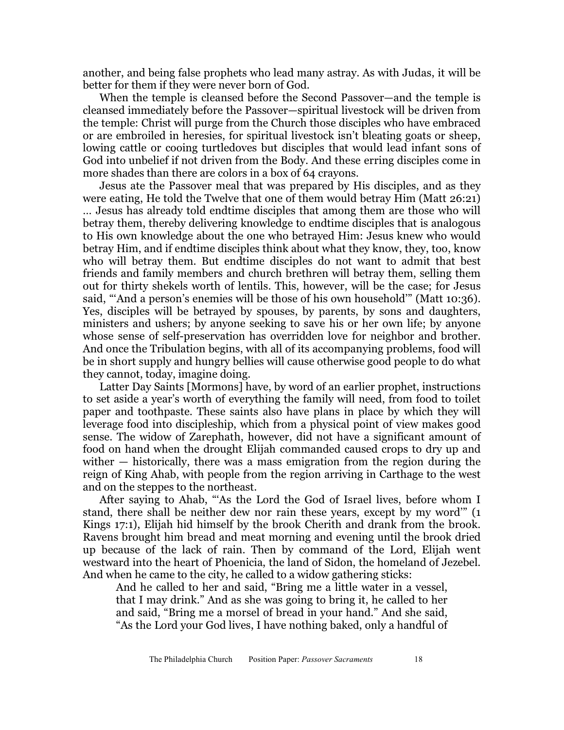another, and being false prophets who lead many astray. As with Judas, it will be better for them if they were never born of God.

When the temple is cleansed before the Second Passover—and the temple is cleansed immediately before the Passover—spiritual livestock will be driven from the temple: Christ will purge from the Church those disciples who have embraced or are embroiled in heresies, for spiritual livestock isn't bleating goats or sheep, lowing cattle or cooing turtledoves but disciples that would lead infant sons of God into unbelief if not driven from the Body. And these erring disciples come in more shades than there are colors in a box of 64 crayons.

Jesus ate the Passover meal that was prepared by His disciples, and as they were eating, He told the Twelve that one of them would betray Him (Matt 26:21) … Jesus has already told endtime disciples that among them are those who will betray them, thereby delivering knowledge to endtime disciples that is analogous to His own knowledge about the one who betrayed Him: Jesus knew who would betray Him, and if endtime disciples think about what they know, they, too, know who will betray them. But endtime disciples do not want to admit that best friends and family members and church brethren will betray them, selling them out for thirty shekels worth of lentils. This, however, will be the case; for Jesus said, "'And a person's enemies will be those of his own household'" (Matt 10:36). Yes, disciples will be betrayed by spouses, by parents, by sons and daughters, ministers and ushers; by anyone seeking to save his or her own life; by anyone whose sense of self-preservation has overridden love for neighbor and brother. And once the Tribulation begins, with all of its accompanying problems, food will be in short supply and hungry bellies will cause otherwise good people to do what they cannot, today, imagine doing.

Latter Day Saints [Mormons] have, by word of an earlier prophet, instructions to set aside a year's worth of everything the family will need, from food to toilet paper and toothpaste. These saints also have plans in place by which they will leverage food into discipleship, which from a physical point of view makes good sense. The widow of Zarephath, however, did not have a significant amount of food on hand when the drought Elijah commanded caused crops to dry up and wither — historically, there was a mass emigration from the region during the reign of King Ahab, with people from the region arriving in Carthage to the west and on the steppes to the northeast.

After saying to Ahab, "'As the Lord the God of Israel lives, before whom I stand, there shall be neither dew nor rain these years, except by my word'" (1 Kings 17:1), Elijah hid himself by the brook Cherith and drank from the brook. Ravens brought him bread and meat morning and evening until the brook dried up because of the lack of rain. Then by command of the Lord, Elijah went westward into the heart of Phoenicia, the land of Sidon, the homeland of Jezebel. And when he came to the city, he called to a widow gathering sticks:

> And he called to her and said, "Bring me a little water in a vessel, that I may drink." And as she was going to bring it, he called to her and said, "Bring me a morsel of bread in your hand." And she said, "As the Lord your God lives, I have nothing baked, only a handful of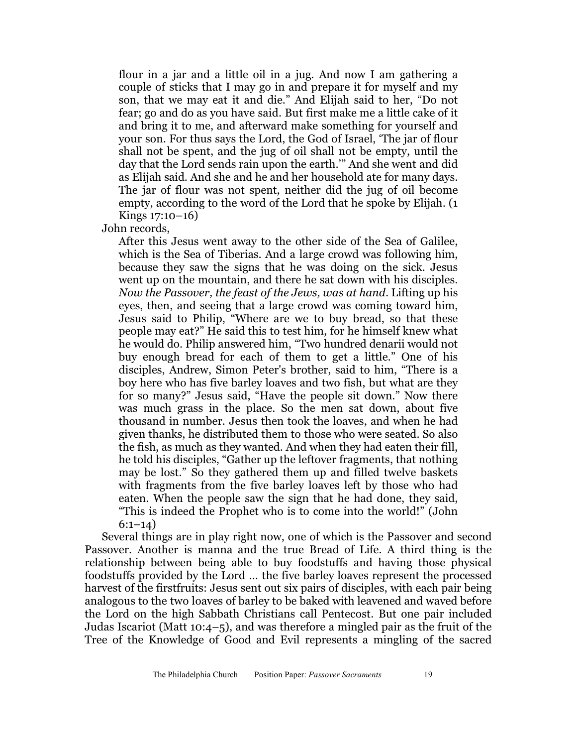flour in a jar and a little oil in a jug. And now I am gathering a couple of sticks that I may go in and prepare it for myself and my son, that we may eat it and die." And Elijah said to her, "Do not fear; go and do as you have said. But first make me a little cake of it and bring it to me, and afterward make something for yourself and your son. For thus says the Lord, the God of Israel, 'The jar of flour shall not be spent, and the jug of oil shall not be empty, until the day that the Lord sends rain upon the earth.'" And she went and did as Elijah said. And she and he and her household ate for many days. The jar of flour was not spent, neither did the jug of oil become empty, according to the word of the Lord that he spoke by Elijah. (1 Kings 17:10–16)

John records,

> After this Jesus went away to the other side of the Sea of Galilee, which is the Sea of Tiberias. And a large crowd was following him, because they saw the signs that he was doing on the sick. Jesus went up on the mountain, and there he sat down with his disciples. *Now the Passover, the feast of the Jews, was at hand*. Lifting up his eyes, then, and seeing that a large crowd was coming toward him, Jesus said to Philip, "Where are we to buy bread, so that these people may eat?" He said this to test him, for he himself knew what he would do. Philip answered him, "Two hundred denarii would not buy enough bread for each of them to get a little." One of his disciples, Andrew, Simon Peter's brother, said to him, "There is a boy here who has five barley loaves and two fish, but what are they for so many?" Jesus said, "Have the people sit down." Now there was much grass in the place. So the men sat down, about five thousand in number. Jesus then took the loaves, and when he had given thanks, he distributed them to those who were seated. So also the fish, as much as they wanted. And when they had eaten their fill, he told his disciples, "Gather up the leftover fragments, that nothing may be lost." So they gathered them up and filled twelve baskets with fragments from the five barley loaves left by those who had eaten. When the people saw the sign that he had done, they said, "This is indeed the Prophet who is to come into the world!" (John 6:1–14)

Several things are in play right now, one of which is the Passover and second Passover. Another is manna and the true Bread of Life. A third thing is the relationship between being able to buy foodstuffs and having those physical foodstuffs provided by the Lord … the five barley loaves represent the processed harvest of the firstfruits: Jesus sent out six pairs of disciples, with each pair being analogous to the two loaves of barley to be baked with leavened and waved before the Lord on the high Sabbath Christians call Pentecost. But one pair included Judas Iscariot (Matt 10:4–5), and was therefore a mingled pair as the fruit of the Tree of the Knowledge of Good and Evil represents a mingling of the sacred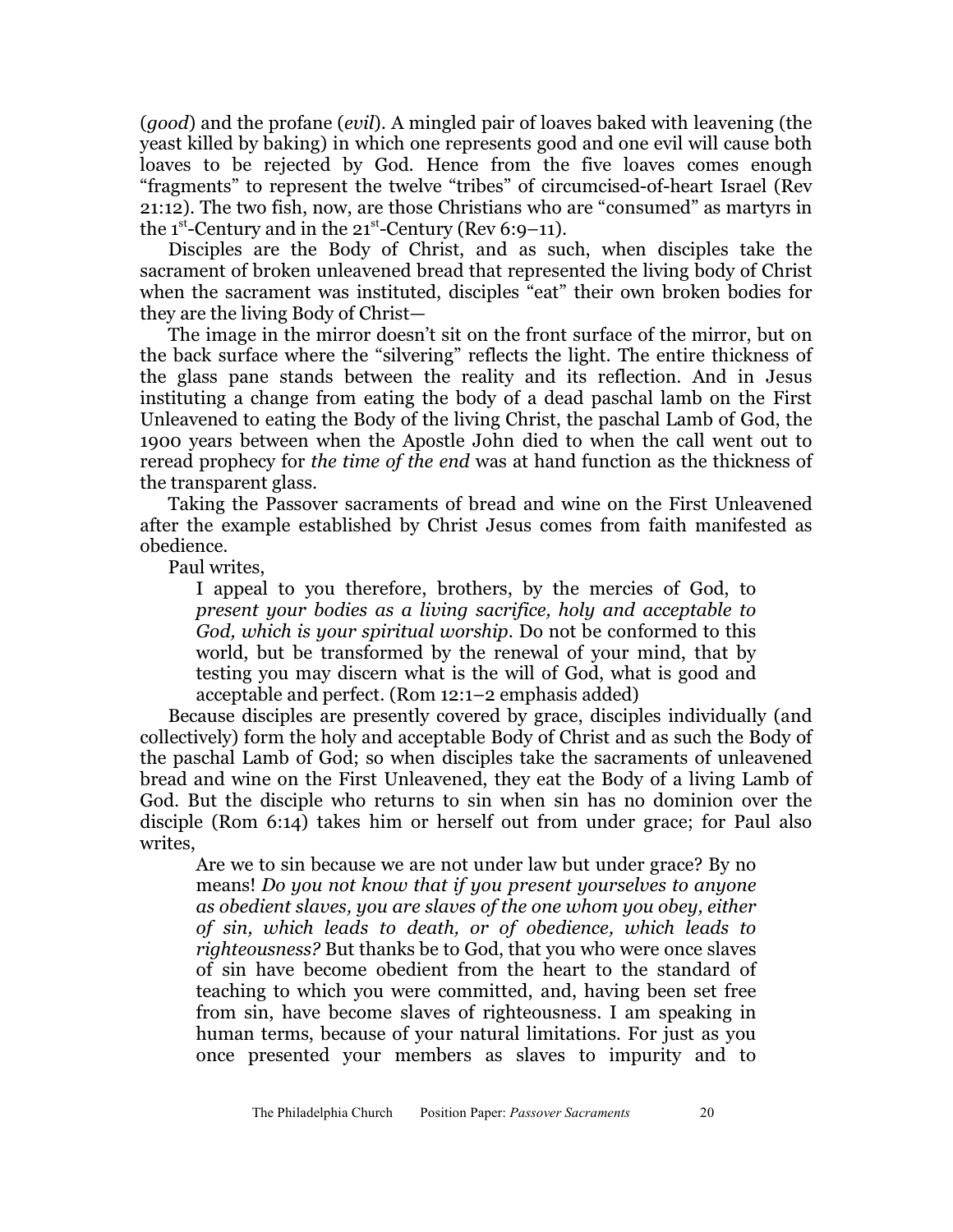(*good*) and the profane (*evil*). A mingled pair of loaves baked with leavening (the yeast killed by baking) in which one represents good and one evil will cause both loaves to be rejected by God. Hence from the five loaves comes enough "fragments" to represent the twelve "tribes" of circumcised-of-heart Israel (Rev 21:12). The two fish, now, are those Christians who are "consumed" as martyrs in the 1st-Century and in the 21st-Century (Rev 6:9–11).

Disciples are the Body of Christ, and as such, when disciples take the sacrament of broken unleavened bread that represented the living body of Christ when the sacrament was instituted, disciples "eat" their own broken bodies for they are the living Body of Christ—

The image in the mirror doesn't sit on the front surface of the mirror, but on the back surface where the "silvering" reflects the light. The entire thickness of the glass pane stands between the reality and its reflection. And in Jesus instituting a change from eating the body of a dead paschal lamb on the First Unleavened to eating the Body of the living Christ, the paschal Lamb of God, the 1900 years between when the Apostle John died to when the call went out to reread prophecy for *the time of the end* was at hand function as the thickness of the transparent glass.

Taking the Passover sacraments of bread and wine on the First Unleavened after the example established by Christ Jesus comes from faith manifested as obedience.

Paul writes,

> I appeal to you therefore, brothers, by the mercies of God, to *present your bodies as a living sacrifice, holy and acceptable to God, which is your spiritual worship*. Do not be conformed to this world, but be transformed by the renewal of your mind, that by testing you may discern what is the will of God, what is good and acceptable and perfect. (Rom 12:1–2 emphasis added)

Because disciples are presently covered by grace, disciples individually (and collectively) form the holy and acceptable Body of Christ and as such the Body of the paschal Lamb of God; so when disciples take the sacraments of unleavened bread and wine on the First Unleavened, they eat the Body of a living Lamb of God. But the disciple who returns to sin when sin has no dominion over the disciple (Rom 6:14) takes him or herself out from under grace; for Paul also writes,

> Are we to sin because we are not under law but under grace? By no means! *Do you not know that if you present yourselves to anyone as obedient slaves, you are slaves of the one whom you obey, either of sin, which leads to death, or of obedience, which leads to righteousness?* But thanks be to God, that you who were once slaves of sin have become obedient from the heart to the standard of teaching to which you were committed, and, having been set free from sin, have become slaves of righteousness. I am speaking in human terms, because of your natural limitations. For just as you once presented your members as slaves to impurity and to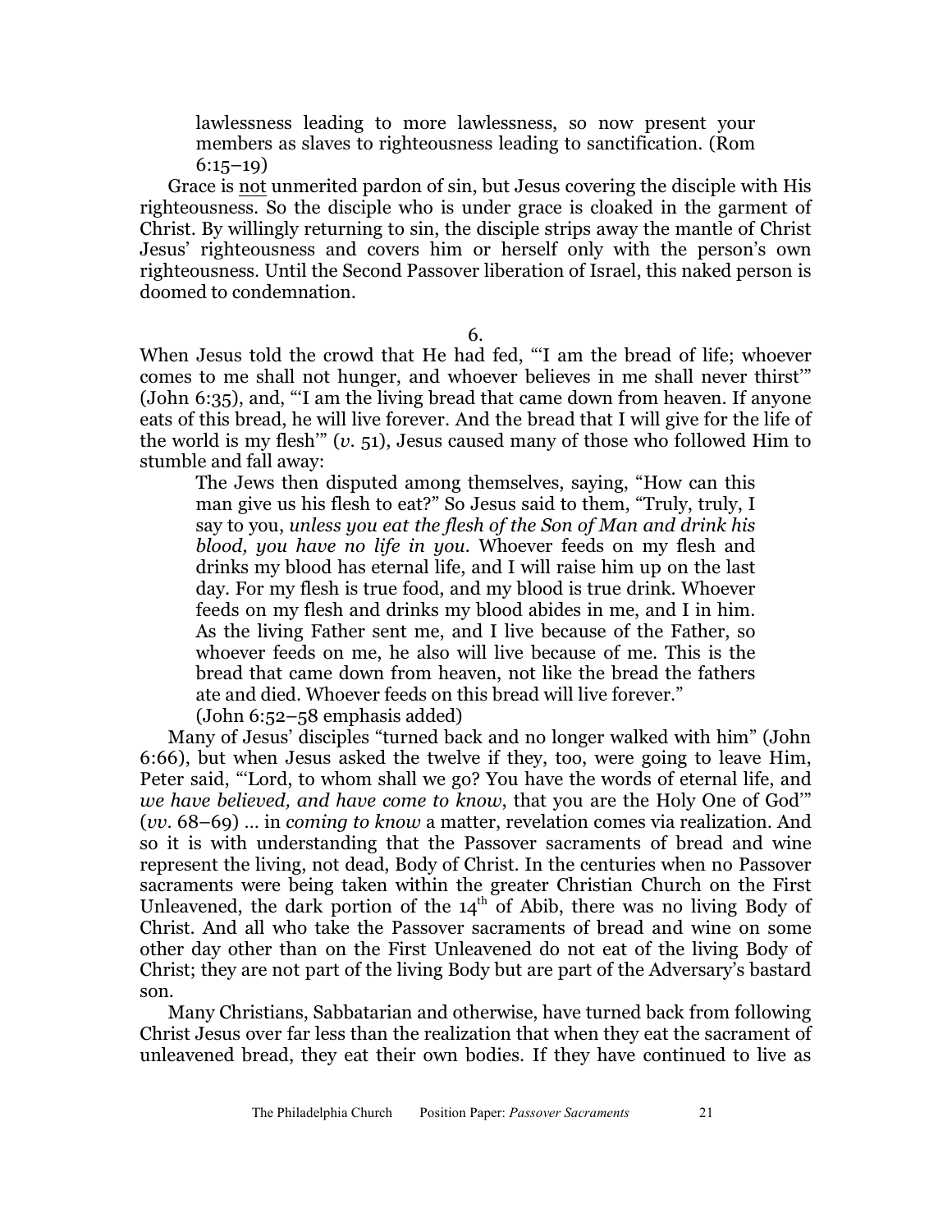> lawlessness leading to more lawlessness, so now present your members as slaves to righteousness leading to sanctification. (Rom 6:15–19)

Grace is <u>not</u> unmerited pardon of sin, but Jesus covering the disciple with His righteousness. So the disciple who is under grace is cloaked in the garment of Christ. By willingly returning to sin, the disciple strips away the mantle of Christ Jesus' righteousness and covers him or herself only with the person's own righteousness. Until the Second Passover liberation of Israel, this naked person is doomed to condemnation.

6.

When Jesus told the crowd that He had fed, "'I am the bread of life; whoever comes to me shall not hunger, and whoever believes in me shall never thirst'" (John 6:35), and, "'I am the living bread that came down from heaven. If anyone eats of this bread, he will live forever. And the bread that I will give for the life of the world is my flesh'" (*v*. 51), Jesus caused many of those who followed Him to stumble and fall away:

> The Jews then disputed among themselves, saying, "How can this man give us his flesh to eat?" So Jesus said to them, "Truly, truly, I say to you, *unless you eat the flesh of the Son of Man and drink his blood, you have no life in you*. Whoever feeds on my flesh and drinks my blood has eternal life, and I will raise him up on the last day. For my flesh is true food, and my blood is true drink. Whoever feeds on my flesh and drinks my blood abides in me, and I in him. As the living Father sent me, and I live because of the Father, so whoever feeds on me, he also will live because of me. This is the bread that came down from heaven, not like the bread the fathers ate and died. Whoever feeds on this bread will live forever." (John 6:52–58 emphasis added)

Many of Jesus' disciples "turned back and no longer walked with him" (John 6:66), but when Jesus asked the twelve if they, too, were going to leave Him, Peter said, "'Lord, to whom shall we go? You have the words of eternal life, and *we have believed, and have come to know*, that you are the Holy One of God'" (*vv*. 68–69) … in *coming to know* a matter, revelation comes via realization. And so it is with understanding that the Passover sacraments of bread and wine represent the living, not dead, Body of Christ. In the centuries when no Passover sacraments were being taken within the greater Christian Church on the First Unleavened, the dark portion of the 14th of Abib, there was no living Body of Christ. And all who take the Passover sacraments of bread and wine on some other day other than on the First Unleavened do not eat of the living Body of Christ; they are not part of the living Body but are part of the Adversary's bastard son.

Many Christians, Sabbatarian and otherwise, have turned back from following Christ Jesus over far less than the realization that when they eat the sacrament of unleavened bread, they eat their own bodies. If they have continued to live as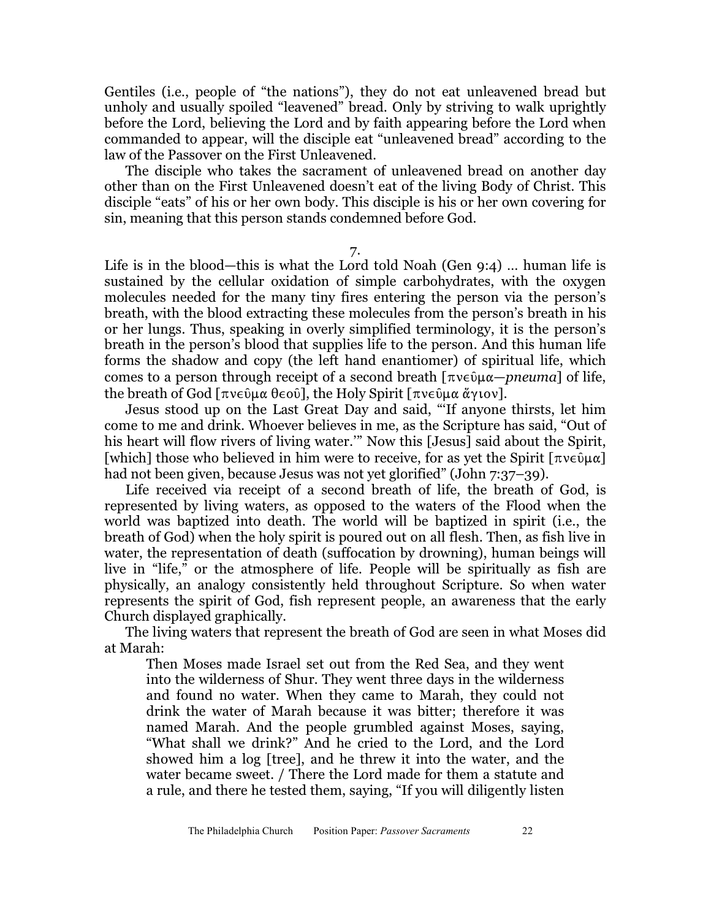Gentiles (i.e., people of "the nations"), they do not eat unleavened bread but unholy and usually spoiled "leavened" bread. Only by striving to walk uprightly before the Lord, believing the Lord and by faith appearing before the Lord when commanded to appear, will the disciple eat "unleavened bread" according to the law of the Passover on the First Unleavened.

The disciple who takes the sacrament of unleavened bread on another day other than on the First Unleavened doesn't eat of the living Body of Christ. This disciple "eats" of his or her own body. This disciple is his or her own covering for sin, meaning that this person stands condemned before God.

7.

Life is in the blood—this is what the Lord told Noah (Gen 9:4) … human life is sustained by the cellular oxidation of simple carbohydrates, with the oxygen molecules needed for the many tiny fires entering the person via the person's breath, with the blood extracting these molecules from the person's breath in his or her lungs. Thus, speaking in overly simplified terminology, it is the person's breath in the person's blood that supplies life to the person. And this human life forms the shadow and copy (the left hand enantiomer) of spiritual life, which comes to a person through receipt of a second breath [πνεῦμα—*pneuma*] of life, the breath of God [πνεῦμα θεοῦ], the Holy Spirit [πνεῦμα ἅγιον].

Jesus stood up on the Last Great Day and said, "'If anyone thirsts, let him come to me and drink. Whoever believes in me, as the Scripture has said, "Out of his heart will flow rivers of living water.'" Now this [Jesus] said about the Spirit, [which] those who believed in him were to receive, for as yet the Spirit [πνεῦμα] had not been given, because Jesus was not yet glorified" (John 7:37–39).

Life received via receipt of a second breath of life, the breath of God, is represented by living waters, as opposed to the waters of the Flood when the world was baptized into death. The world will be baptized in spirit (i.e., the breath of God) when the holy spirit is poured out on all flesh. Then, as fish live in water, the representation of death (suffocation by drowning), human beings will live in "life," or the atmosphere of life. People will be spiritually as fish are physically, an analogy consistently held throughout Scripture. So when water represents the spirit of God, fish represent people, an awareness that the early Church displayed graphically.

The living waters that represent the breath of God are seen in what Moses did at Marah:

> Then Moses made Israel set out from the Red Sea, and they went into the wilderness of Shur. They went three days in the wilderness and found no water. When they came to Marah, they could not drink the water of Marah because it was bitter; therefore it was named Marah. And the people grumbled against Moses, saying, "What shall we drink?" And he cried to the Lord, and the Lord showed him a log [tree], and he threw it into the water, and the water became sweet. / There the Lord made for them a statute and a rule, and there he tested them, saying, "If you will diligently listen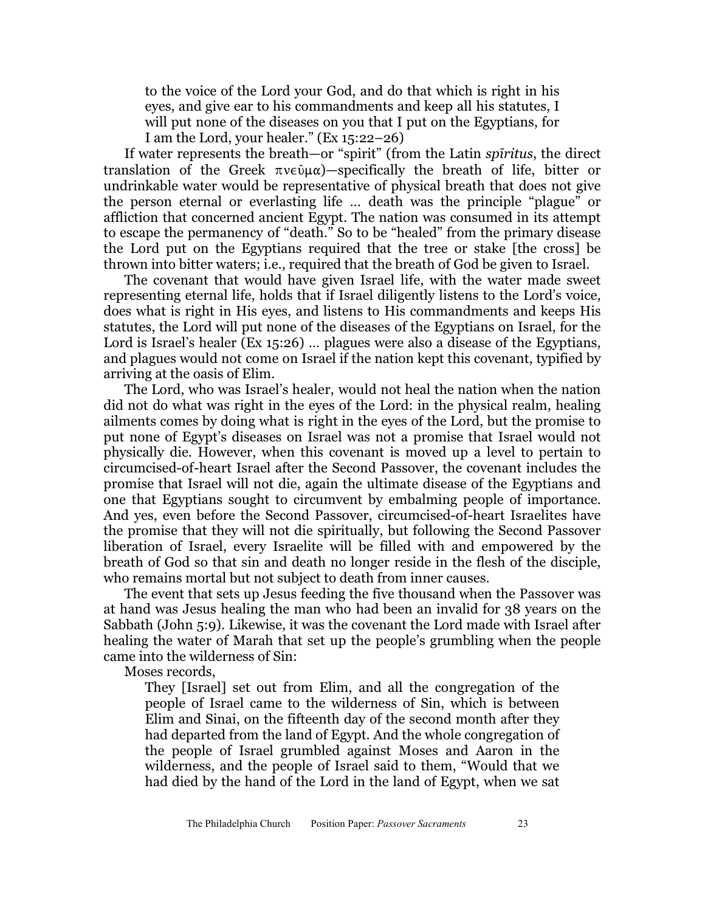> to the voice of the Lord your God, and do that which is right in his eyes, and give ear to his commandments and keep all his statutes, I will put none of the diseases on you that I put on the Egyptians, for I am the Lord, your healer." (Ex 15:22–26)

If water represents the breath—or "spirit" (from the Latin *spīritus*, the direct translation of the Greek πνεῦμα)—specifically the breath of life, bitter or undrinkable water would be representative of physical breath that does not give the person eternal or everlasting life … death was the principle "plague" or affliction that concerned ancient Egypt. The nation was consumed in its attempt to escape the permanency of "death." So to be "healed" from the primary disease the Lord put on the Egyptians required that the tree or stake [the cross] be thrown into bitter waters; i.e., required that the breath of God be given to Israel.

The covenant that would have given Israel life, with the water made sweet representing eternal life, holds that if Israel diligently listens to the Lord's voice, does what is right in His eyes, and listens to His commandments and keeps His statutes, the Lord will put none of the diseases of the Egyptians on Israel, for the Lord is Israel's healer (Ex 15:26) … plagues were also a disease of the Egyptians, and plagues would not come on Israel if the nation kept this covenant, typified by arriving at the oasis of Elim.

The Lord, who was Israel's healer, would not heal the nation when the nation did not do what was right in the eyes of the Lord: in the physical realm, healing ailments comes by doing what is right in the eyes of the Lord, but the promise to put none of Egypt's diseases on Israel was not a promise that Israel would not physically die. However, when this covenant is moved up a level to pertain to circumcised-of-heart Israel after the Second Passover, the covenant includes the promise that Israel will not die, again the ultimate disease of the Egyptians and one that Egyptians sought to circumvent by embalming people of importance. And yes, even before the Second Passover, circumcised-of-heart Israelites have the promise that they will not die spiritually, but following the Second Passover liberation of Israel, every Israelite will be filled with and empowered by the breath of God so that sin and death no longer reside in the flesh of the disciple, who remains mortal but not subject to death from inner causes.

The event that sets up Jesus feeding the five thousand when the Passover was at hand was Jesus healing the man who had been an invalid for 38 years on the Sabbath (John 5:9). Likewise, it was the covenant the Lord made with Israel after healing the water of Marah that set up the people's grumbling when the people came into the wilderness of Sin:

Moses records,

> They [Israel] set out from Elim, and all the congregation of the people of Israel came to the wilderness of Sin, which is between Elim and Sinai, on the fifteenth day of the second month after they had departed from the land of Egypt. And the whole congregation of the people of Israel grumbled against Moses and Aaron in the wilderness, and the people of Israel said to them, "Would that we had died by the hand of the Lord in the land of Egypt, when we sat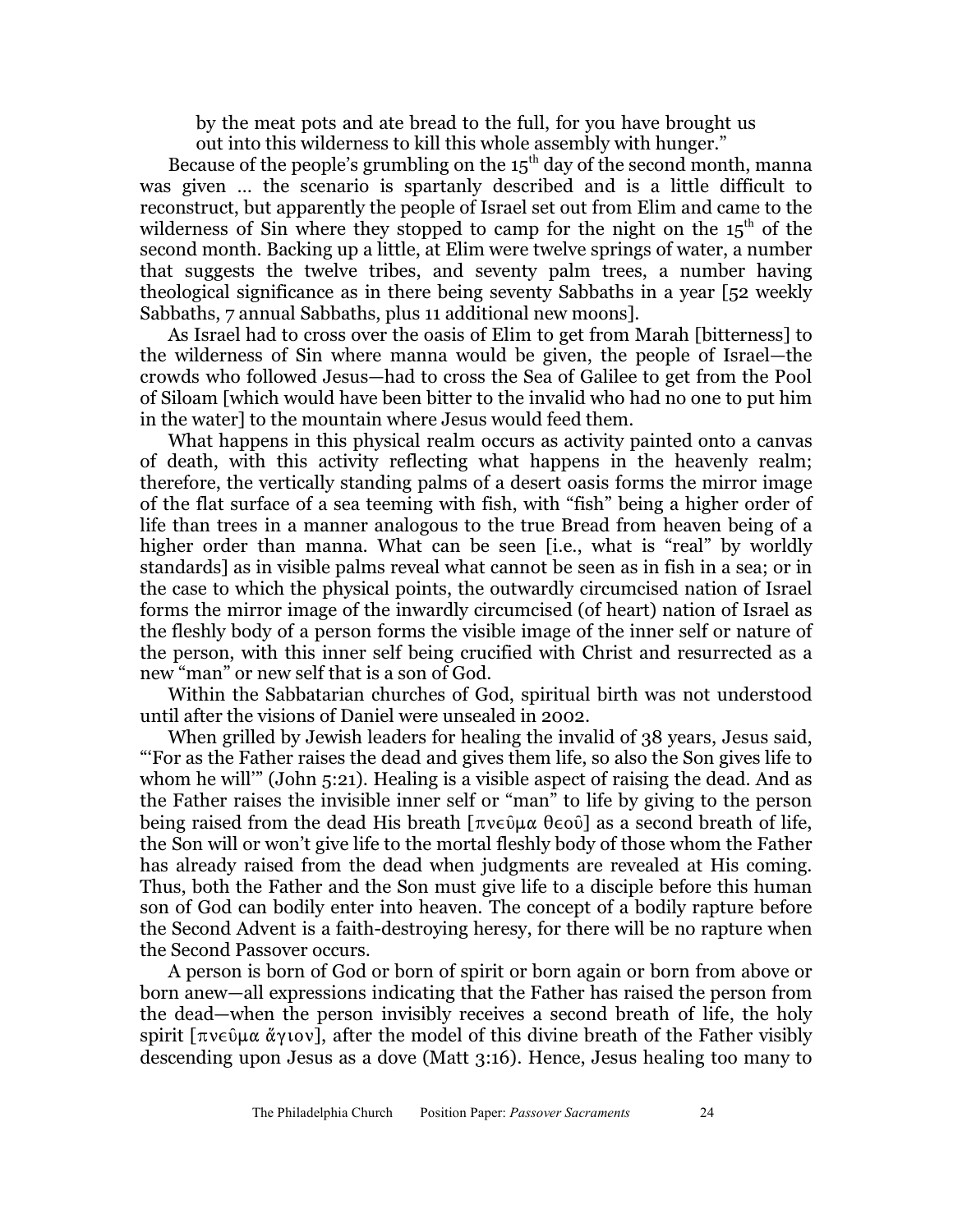> by the meat pots and ate bread to the full, for you have brought us out into this wilderness to kill this whole assembly with hunger."

Because of the people's grumbling on the 15th day of the second month, manna was given … the scenario is spartanly described and is a little difficult to reconstruct, but apparently the people of Israel set out from Elim and came to the wilderness of Sin where they stopped to camp for the night on the 15th of the second month. Backing up a little, at Elim were twelve springs of water, a number that suggests the twelve tribes, and seventy palm trees, a number having theological significance as in there being seventy Sabbaths in a year [52 weekly Sabbaths, 7 annual Sabbaths, plus 11 additional new moons].

As Israel had to cross over the oasis of Elim to get from Marah [bitterness] to the wilderness of Sin where manna would be given, the people of Israel—the crowds who followed Jesus—had to cross the Sea of Galilee to get from the Pool of Siloam [which would have been bitter to the invalid who had no one to put him in the water] to the mountain where Jesus would feed them.

What happens in this physical realm occurs as activity painted onto a canvas of death, with this activity reflecting what happens in the heavenly realm; therefore, the vertically standing palms of a desert oasis forms the mirror image of the flat surface of a sea teeming with fish, with "fish" being a higher order of life than trees in a manner analogous to the true Bread from heaven being of a higher order than manna. What can be seen [i.e., what is "real" by worldly standards] as in visible palms reveal what cannot be seen as in fish in a sea; or in the case to which the physical points, the outwardly circumcised nation of Israel forms the mirror image of the inwardly circumcised (of heart) nation of Israel as the fleshly body of a person forms the visible image of the inner self or nature of the person, with this inner self being crucified with Christ and resurrected as a new "man" or new self that is a son of God.

Within the Sabbatarian churches of God, spiritual birth was not understood until after the visions of Daniel were unsealed in 2002.

When grilled by Jewish leaders for healing the invalid of 38 years, Jesus said, "'For as the Father raises the dead and gives them life, so also the Son gives life to whom he will'" (John 5:21). Healing is a visible aspect of raising the dead. And as the Father raises the invisible inner self or "man" to life by giving to the person being raised from the dead His breath [πνεῦμα θεοῦ] as a second breath of life, the Son will or won't give life to the mortal fleshly body of those whom the Father has already raised from the dead when judgments are revealed at His coming. Thus, both the Father and the Son must give life to a disciple before this human son of God can bodily enter into heaven. The concept of a bodily rapture before the Second Advent is a faith-destroying heresy, for there will be no rapture when the Second Passover occurs.

A person is born of God or born of spirit or born again or born from above or born anew—all expressions indicating that the Father has raised the person from the dead—when the person invisibly receives a second breath of life, the holy spirit [πνεῦμα ἅγιον], after the model of this divine breath of the Father visibly descending upon Jesus as a dove (Matt 3:16). Hence, Jesus healing too many to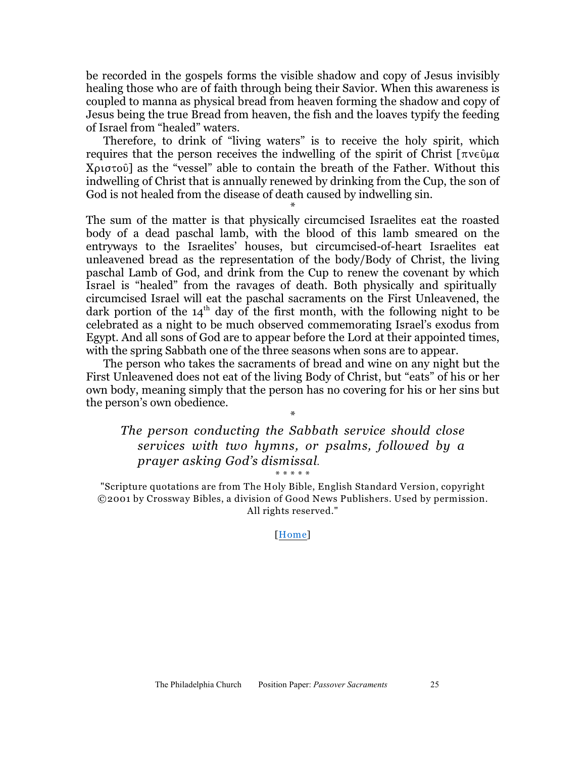be recorded in the gospels forms the visible shadow and copy of Jesus invisibly healing those who are of faith through being their Savior. When this awareness is coupled to manna as physical bread from heaven forming the shadow and copy of Jesus being the true Bread from heaven, the fish and the loaves typify the feeding of Israel from "healed" waters.

Therefore, to drink of "living waters" is to receive the holy spirit, which requires that the person receives the indwelling of the spirit of Christ [πνεῦμα Χριστοῦ] as the "vessel" able to contain the breath of the Father. Without this indwelling of Christ that is annually renewed by drinking from the Cup, the son of God is not healed from the disease of death caused by indwelling sin.

*

The sum of the matter is that physically circumcised Israelites eat the roasted body of a dead paschal lamb, with the blood of this lamb smeared on the entryways to the Israelites' houses, but circumcised-of-heart Israelites eat unleavened bread as the representation of the body/Body of Christ, the living paschal Lamb of God, and drink from the Cup to renew the covenant by which Israel is "healed" from the ravages of death. Both physically and spiritually circumcised Israel will eat the paschal sacraments on the First Unleavened, the dark portion of the 14th day of the first month, with the following night to be celebrated as a night to be much observed commemorating Israel's exodus from Egypt. And all sons of God are to appear before the Lord at their appointed times, with the spring Sabbath one of the three seasons when sons are to appear.

The person who takes the sacraments of bread and wine on any night but the First Unleavened does not eat of the living Body of Christ, but "eats" of his or her own body, meaning simply that the person has no covering for his or her sins but the person's own obedience.

*

*The person conducting the Sabbath service should close services with two hymns, or psalms, followed by a prayer asking God's dismissal.*

* * * * *

"Scripture quotations are from The Holy Bible, English Standard Version, copyright ©2001 by Crossway Bibles, a division of Good News Publishers. Used by permission. All rights reserved."

[Home]